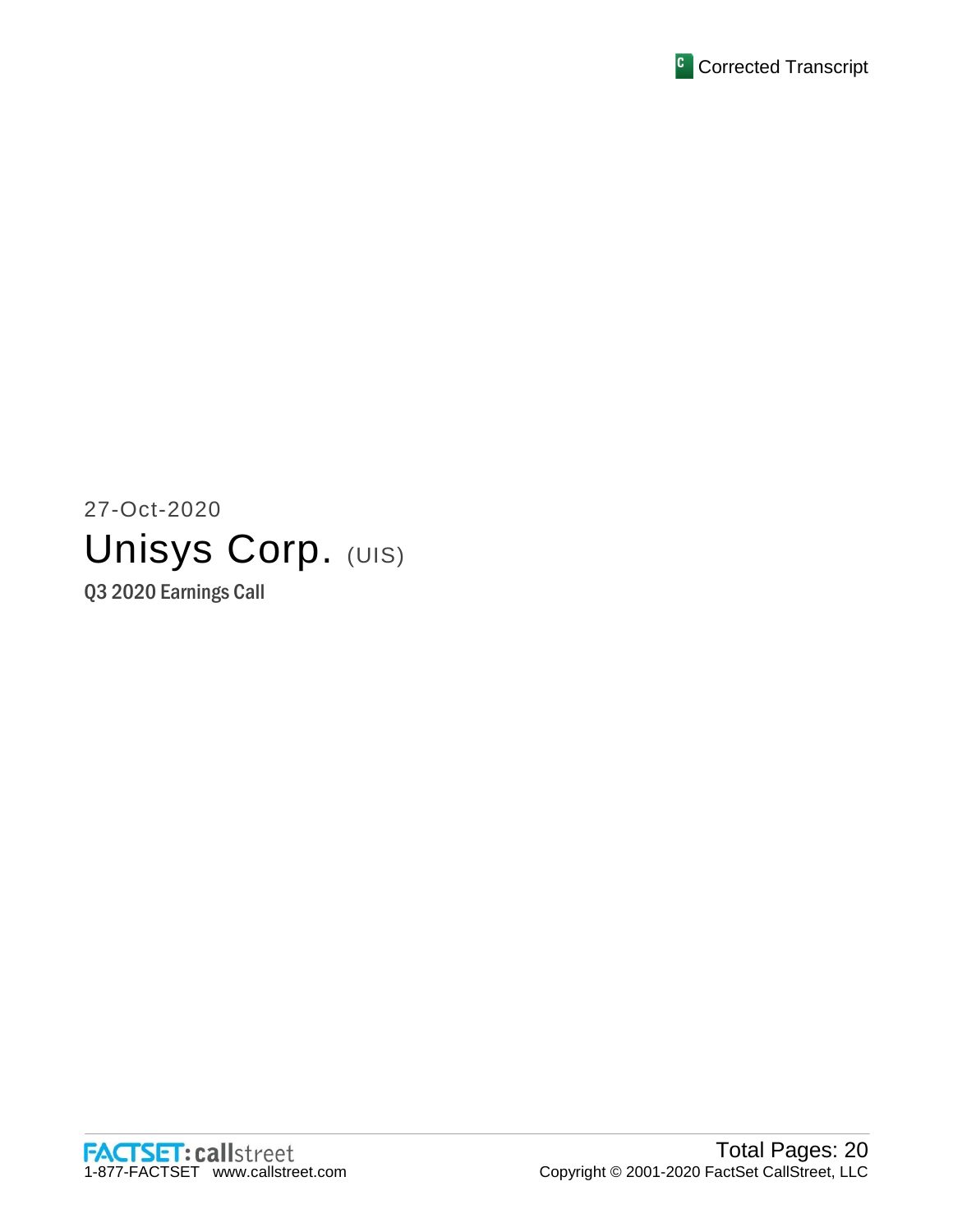Corrected Transcript

27-Oct-2020

# Unisys Corp. (UIS)

Q3 2020 Earnings Call

Total Pages: 20

Copyright © 2001-2020 FactSet CallStreet, LLC

1-877-FACTSET www.callstreet.com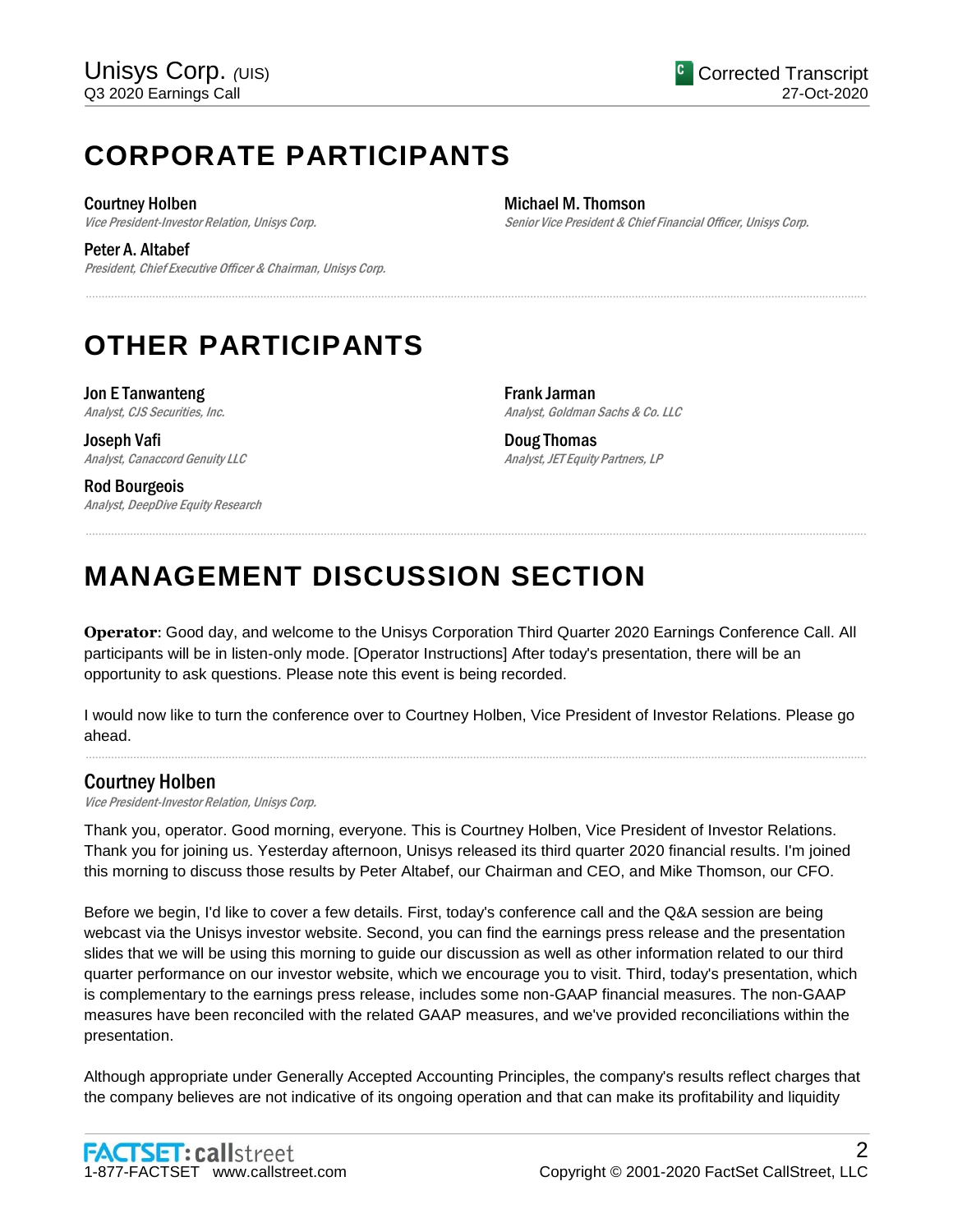# CORPORATE PARTICIPANTS

**Courtney Holben**
*Vice President-Investor Relation, Unisys Corp.*

**Peter A. Altabef**
*President, Chief Executive Officer & Chairman, Unisys Corp.*

**Michael M. Thomson**
*Senior Vice President & Chief Financial Officer, Unisys Corp.*

# OTHER PARTICIPANTS

**Jon E Tanwanteng**
*Analyst, CJS Securities, Inc.*

**Joseph Vafi**
*Analyst, Canaccord Genuity LLC*

**Rod Bourgeois**
*Analyst, DeepDive Equity Research*

**Frank Jarman**
*Analyst, Goldman Sachs & Co. LLC*

**Doug Thomas**
*Analyst, JET Equity Partners, LP*

# MANAGEMENT DISCUSSION SECTION

**Operator**: Good day, and welcome to the Unisys Corporation Third Quarter 2020 Earnings Conference Call. All participants will be in listen-only mode. [Operator Instructions] After today's presentation, there will be an opportunity to ask questions. Please note this event is being recorded.

I would now like to turn the conference over to Courtney Holben, Vice President of Investor Relations. Please go ahead.

## Courtney Holben

*Vice President-Investor Relation, Unisys Corp.*

Thank you, operator. Good morning, everyone. This is Courtney Holben, Vice President of Investor Relations. Thank you for joining us. Yesterday afternoon, Unisys released its third quarter 2020 financial results. I'm joined this morning to discuss those results by Peter Altabef, our Chairman and CEO, and Mike Thomson, our CFO.

Before we begin, I'd like to cover a few details. First, today's conference call and the Q&A session are being webcast via the Unisys investor website. Second, you can find the earnings press release and the presentation slides that we will be using this morning to guide our discussion as well as other information related to our third quarter performance on our investor website, which we encourage you to visit. Third, today's presentation, which is complementary to the earnings press release, includes some non-GAAP financial measures. The non-GAAP measures have been reconciled with the related GAAP measures, and we've provided reconciliations within the presentation.

Although appropriate under Generally Accepted Accounting Principles, the company's results reflect charges that the company believes are not indicative of its ongoing operation and that can make its profitability and liquidity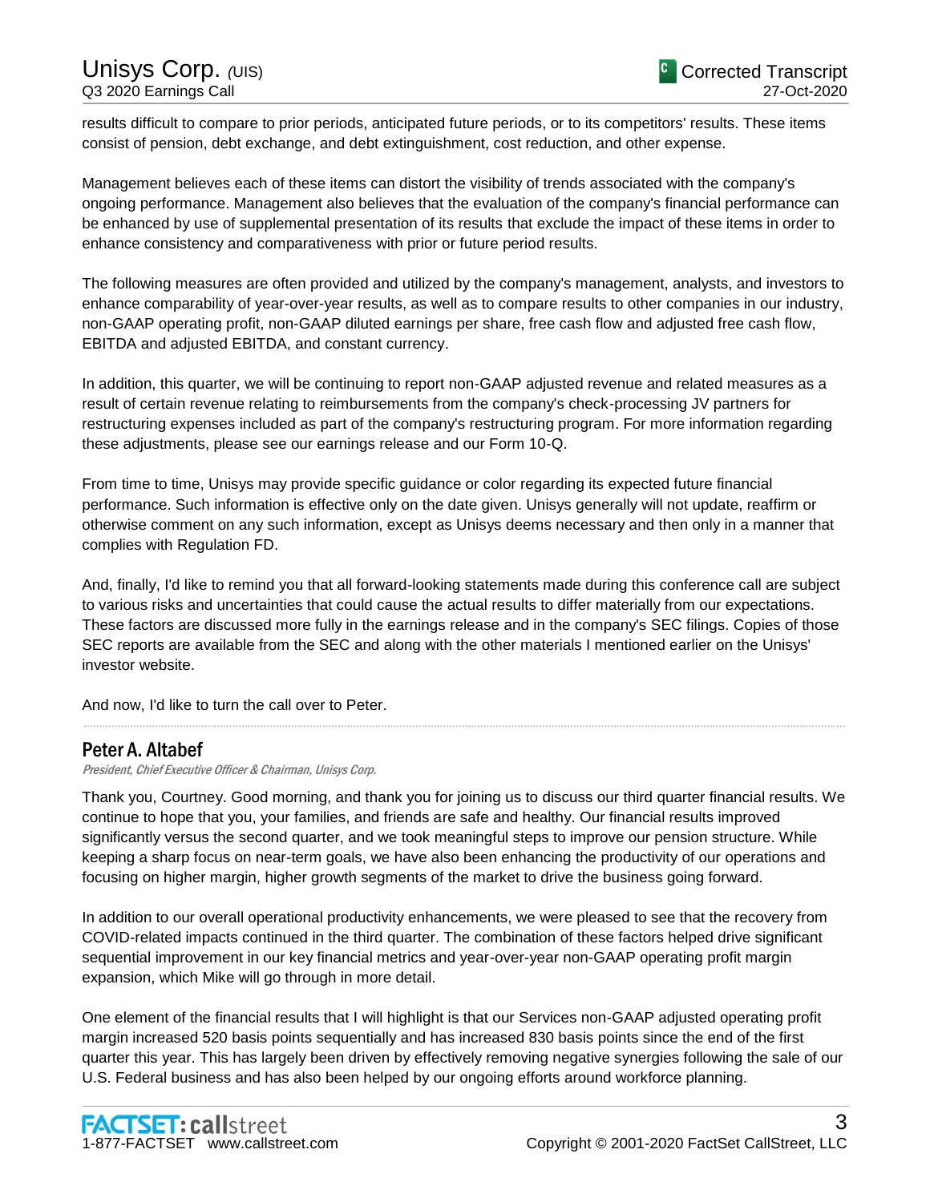results difficult to compare to prior periods, anticipated future periods, or to its competitors' results. These items consist of pension, debt exchange, and debt extinguishment, cost reduction, and other expense.

Management believes each of these items can distort the visibility of trends associated with the company's ongoing performance. Management also believes that the evaluation of the company's financial performance can be enhanced by use of supplemental presentation of its results that exclude the impact of these items in order to enhance consistency and comparativeness with prior or future period results.

The following measures are often provided and utilized by the company's management, analysts, and investors to enhance comparability of year-over-year results, as well as to compare results to other companies in our industry, non-GAAP operating profit, non-GAAP diluted earnings per share, free cash flow and adjusted free cash flow, EBITDA and adjusted EBITDA, and constant currency.

In addition, this quarter, we will be continuing to report non-GAAP adjusted revenue and related measures as a result of certain revenue relating to reimbursements from the company's check-processing JV partners for restructuring expenses included as part of the company's restructuring program. For more information regarding these adjustments, please see our earnings release and our Form 10-Q.

From time to time, Unisys may provide specific guidance or color regarding its expected future financial performance. Such information is effective only on the date given. Unisys generally will not update, reaffirm or otherwise comment on any such information, except as Unisys deems necessary and then only in a manner that complies with Regulation FD.

And, finally, I'd like to remind you that all forward-looking statements made during this conference call are subject to various risks and uncertainties that could cause the actual results to differ materially from our expectations. These factors are discussed more fully in the earnings release and in the company's SEC filings. Copies of those SEC reports are available from the SEC and along with the other materials I mentioned earlier on the Unisys' investor website.

And now, I'd like to turn the call over to Peter.

---

## Peter A. Altabef

*President, Chief Executive Officer & Chairman, Unisys Corp.*

Thank you, Courtney. Good morning, and thank you for joining us to discuss our third quarter financial results. We continue to hope that you, your families, and friends are safe and healthy. Our financial results improved significantly versus the second quarter, and we took meaningful steps to improve our pension structure. While keeping a sharp focus on near-term goals, we have also been enhancing the productivity of our operations and focusing on higher margin, higher growth segments of the market to drive the business going forward.

In addition to our overall operational productivity enhancements, we were pleased to see that the recovery from COVID-related impacts continued in the third quarter. The combination of these factors helped drive significant sequential improvement in our key financial metrics and year-over-year non-GAAP operating profit margin expansion, which Mike will go through in more detail.

One element of the financial results that I will highlight is that our Services non-GAAP adjusted operating profit margin increased 520 basis points sequentially and has increased 830 basis points since the end of the first quarter this year. This has largely been driven by effectively removing negative synergies following the sale of our U.S. Federal business and has also been helped by our ongoing efforts around workforce planning.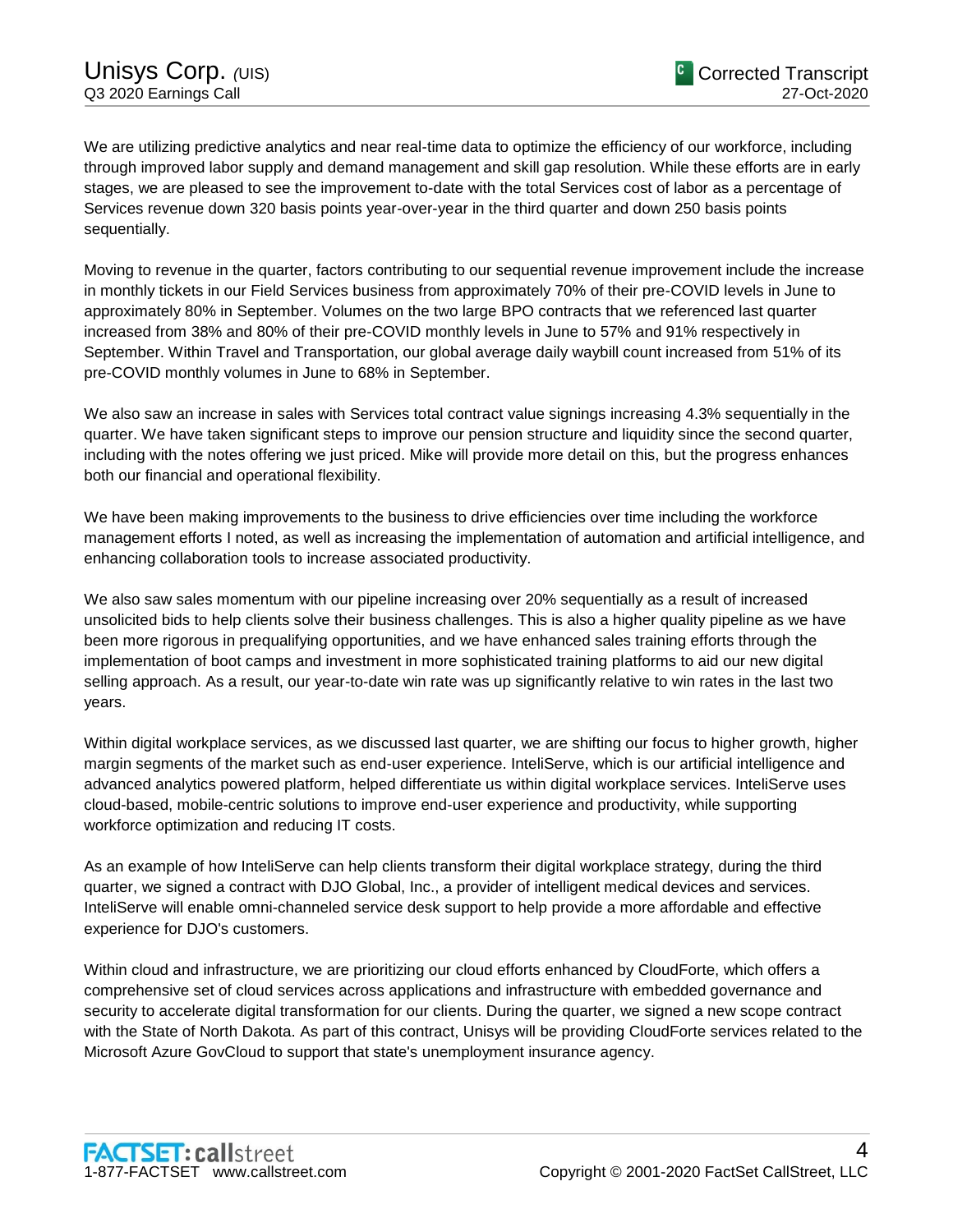We are utilizing predictive analytics and near real-time data to optimize the efficiency of our workforce, including through improved labor supply and demand management and skill gap resolution. While these efforts are in early stages, we are pleased to see the improvement to-date with the total Services cost of labor as a percentage of Services revenue down 320 basis points year-over-year in the third quarter and down 250 basis points sequentially.

Moving to revenue in the quarter, factors contributing to our sequential revenue improvement include the increase in monthly tickets in our Field Services business from approximately 70% of their pre-COVID levels in June to approximately 80% in September. Volumes on the two large BPO contracts that we referenced last quarter increased from 38% and 80% of their pre-COVID monthly levels in June to 57% and 91% respectively in September. Within Travel and Transportation, our global average daily waybill count increased from 51% of its pre-COVID monthly volumes in June to 68% in September.

We also saw an increase in sales with Services total contract value signings increasing 4.3% sequentially in the quarter. We have taken significant steps to improve our pension structure and liquidity since the second quarter, including with the notes offering we just priced. Mike will provide more detail on this, but the progress enhances both our financial and operational flexibility.

We have been making improvements to the business to drive efficiencies over time including the workforce management efforts I noted, as well as increasing the implementation of automation and artificial intelligence, and enhancing collaboration tools to increase associated productivity.

We also saw sales momentum with our pipeline increasing over 20% sequentially as a result of increased unsolicited bids to help clients solve their business challenges. This is also a higher quality pipeline as we have been more rigorous in prequalifying opportunities, and we have enhanced sales training efforts through the implementation of boot camps and investment in more sophisticated training platforms to aid our new digital selling approach. As a result, our year-to-date win rate was up significantly relative to win rates in the last two years.

Within digital workplace services, as we discussed last quarter, we are shifting our focus to higher growth, higher margin segments of the market such as end-user experience. InteliServe, which is our artificial intelligence and advanced analytics powered platform, helped differentiate us within digital workplace services. InteliServe uses cloud-based, mobile-centric solutions to improve end-user experience and productivity, while supporting workforce optimization and reducing IT costs.

As an example of how InteliServe can help clients transform their digital workplace strategy, during the third quarter, we signed a contract with DJO Global, Inc., a provider of intelligent medical devices and services. InteliServe will enable omni-channeled service desk support to help provide a more affordable and effective experience for DJO's customers.

Within cloud and infrastructure, we are prioritizing our cloud efforts enhanced by CloudForte, which offers a comprehensive set of cloud services across applications and infrastructure with embedded governance and security to accelerate digital transformation for our clients. During the quarter, we signed a new scope contract with the State of North Dakota. As part of this contract, Unisys will be providing CloudForte services related to the Microsoft Azure GovCloud to support that state's unemployment insurance agency.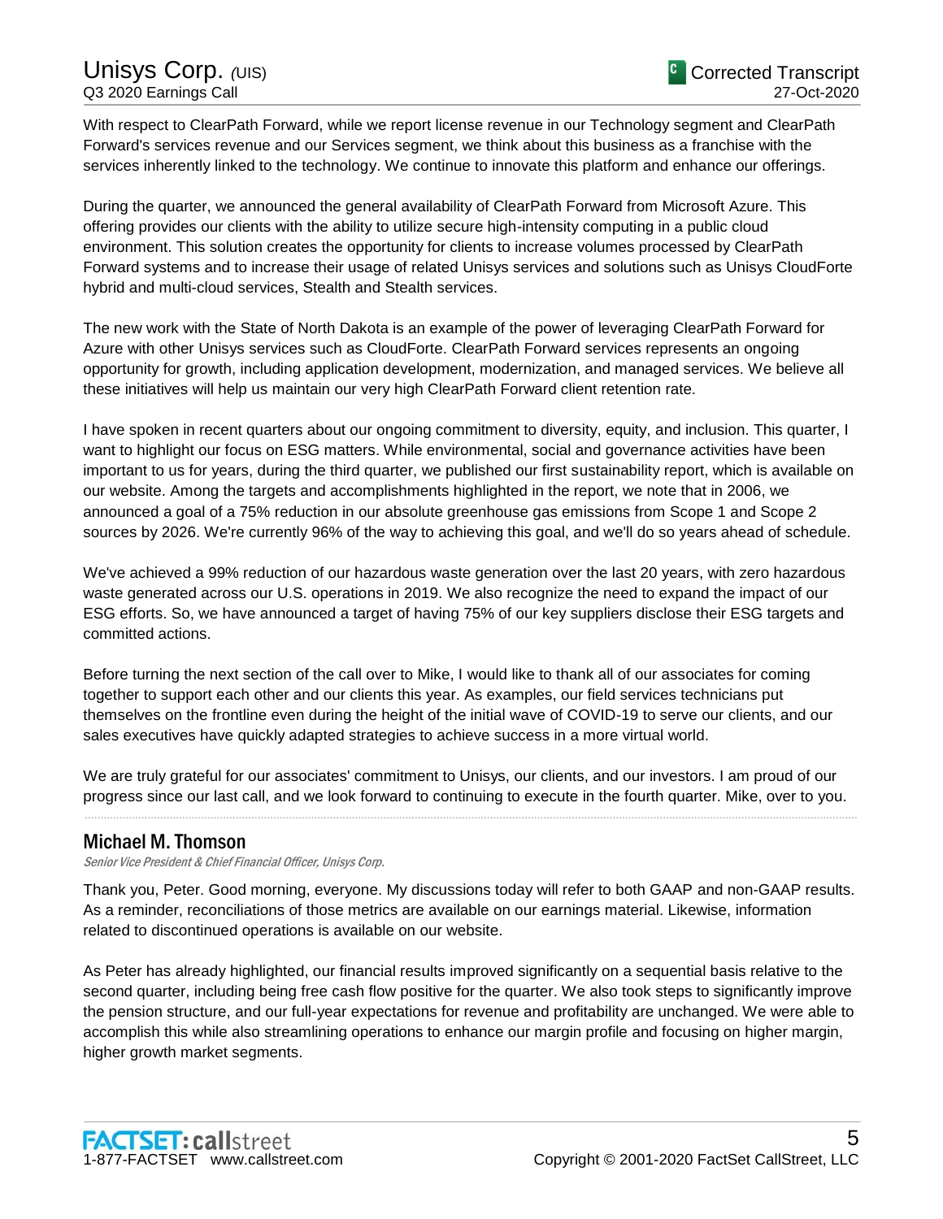With respect to ClearPath Forward, while we report license revenue in our Technology segment and ClearPath Forward's services revenue and our Services segment, we think about this business as a franchise with the services inherently linked to the technology. We continue to innovate this platform and enhance our offerings.

During the quarter, we announced the general availability of ClearPath Forward from Microsoft Azure. This offering provides our clients with the ability to utilize secure high-intensity computing in a public cloud environment. This solution creates the opportunity for clients to increase volumes processed by ClearPath Forward systems and to increase their usage of related Unisys services and solutions such as Unisys CloudForte hybrid and multi-cloud services, Stealth and Stealth services.

The new work with the State of North Dakota is an example of the power of leveraging ClearPath Forward for Azure with other Unisys services such as CloudForte. ClearPath Forward services represents an ongoing opportunity for growth, including application development, modernization, and managed services. We believe all these initiatives will help us maintain our very high ClearPath Forward client retention rate.

I have spoken in recent quarters about our ongoing commitment to diversity, equity, and inclusion. This quarter, I want to highlight our focus on ESG matters. While environmental, social and governance activities have been important to us for years, during the third quarter, we published our first sustainability report, which is available on our website. Among the targets and accomplishments highlighted in the report, we note that in 2006, we announced a goal of a 75% reduction in our absolute greenhouse gas emissions from Scope 1 and Scope 2 sources by 2026. We're currently 96% of the way to achieving this goal, and we'll do so years ahead of schedule.

We've achieved a 99% reduction of our hazardous waste generation over the last 20 years, with zero hazardous waste generated across our U.S. operations in 2019. We also recognize the need to expand the impact of our ESG efforts. So, we have announced a target of having 75% of our key suppliers disclose their ESG targets and committed actions.

Before turning the next section of the call over to Mike, I would like to thank all of our associates for coming together to support each other and our clients this year. As examples, our field services technicians put themselves on the frontline even during the height of the initial wave of COVID-19 to serve our clients, and our sales executives have quickly adapted strategies to achieve success in a more virtual world.

We are truly grateful for our associates' commitment to Unisys, our clients, and our investors. I am proud of our progress since our last call, and we look forward to continuing to execute in the fourth quarter. Mike, over to you.

---

## Michael M. Thomson

*Senior Vice President & Chief Financial Officer, Unisys Corp.*

Thank you, Peter. Good morning, everyone. My discussions today will refer to both GAAP and non-GAAP results. As a reminder, reconciliations of those metrics are available on our earnings material. Likewise, information related to discontinued operations is available on our website.

As Peter has already highlighted, our financial results improved significantly on a sequential basis relative to the second quarter, including being free cash flow positive for the quarter. We also took steps to significantly improve the pension structure, and our full-year expectations for revenue and profitability are unchanged. We were able to accomplish this while also streamlining operations to enhance our margin profile and focusing on higher margin, higher growth market segments.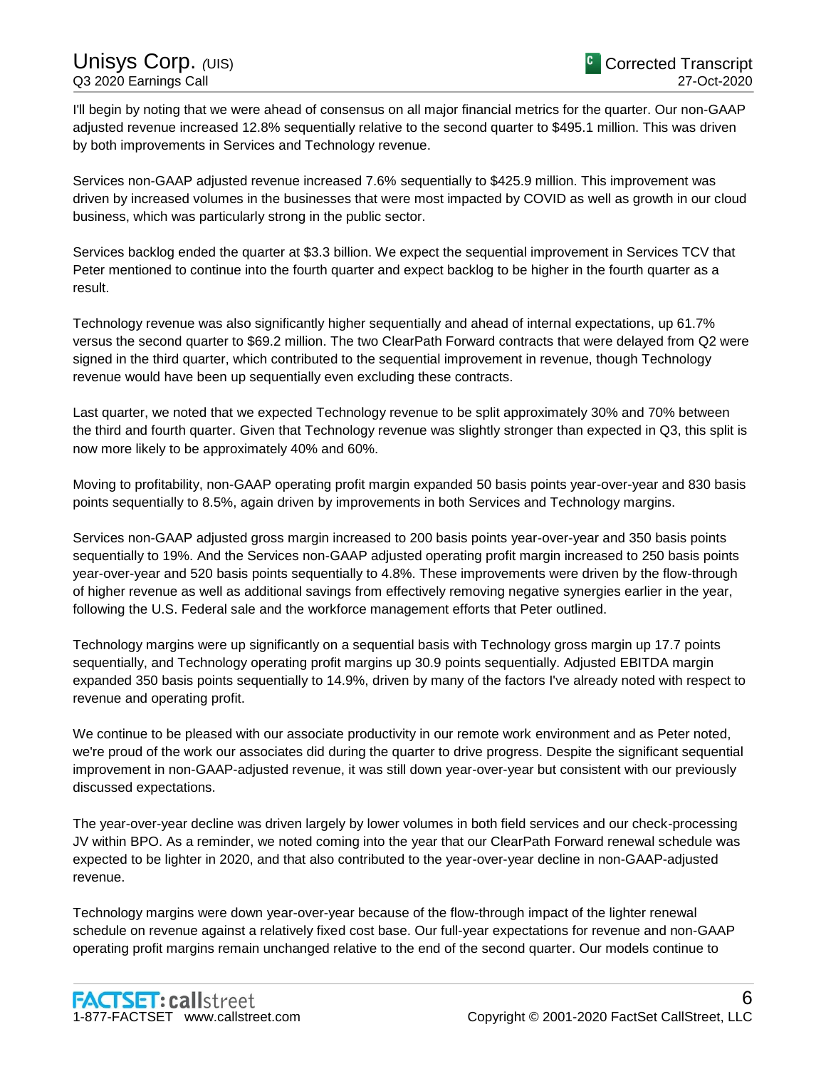I'll begin by noting that we were ahead of consensus on all major financial metrics for the quarter. Our non-GAAP adjusted revenue increased 12.8% sequentially relative to the second quarter to $495.1 million. This was driven by both improvements in Services and Technology revenue.

Services non-GAAP adjusted revenue increased 7.6% sequentially to $425.9 million. This improvement was driven by increased volumes in the businesses that were most impacted by COVID as well as growth in our cloud business, which was particularly strong in the public sector.

Services backlog ended the quarter at $3.3 billion. We expect the sequential improvement in Services TCV that Peter mentioned to continue into the fourth quarter and expect backlog to be higher in the fourth quarter as a result.

Technology revenue was also significantly higher sequentially and ahead of internal expectations, up 61.7% versus the second quarter to $69.2 million. The two ClearPath Forward contracts that were delayed from Q2 were signed in the third quarter, which contributed to the sequential improvement in revenue, though Technology revenue would have been up sequentially even excluding these contracts.

Last quarter, we noted that we expected Technology revenue to be split approximately 30% and 70% between the third and fourth quarter. Given that Technology revenue was slightly stronger than expected in Q3, this split is now more likely to be approximately 40% and 60%.

Moving to profitability, non-GAAP operating profit margin expanded 50 basis points year-over-year and 830 basis points sequentially to 8.5%, again driven by improvements in both Services and Technology margins.

Services non-GAAP adjusted gross margin increased to 200 basis points year-over-year and 350 basis points sequentially to 19%. And the Services non-GAAP adjusted operating profit margin increased to 250 basis points year-over-year and 520 basis points sequentially to 4.8%. These improvements were driven by the flow-through of higher revenue as well as additional savings from effectively removing negative synergies earlier in the year, following the U.S. Federal sale and the workforce management efforts that Peter outlined.

Technology margins were up significantly on a sequential basis with Technology gross margin up 17.7 points sequentially, and Technology operating profit margins up 30.9 points sequentially. Adjusted EBITDA margin expanded 350 basis points sequentially to 14.9%, driven by many of the factors I've already noted with respect to revenue and operating profit.

We continue to be pleased with our associate productivity in our remote work environment and as Peter noted, we're proud of the work our associates did during the quarter to drive progress. Despite the significant sequential improvement in non-GAAP-adjusted revenue, it was still down year-over-year but consistent with our previously discussed expectations.

The year-over-year decline was driven largely by lower volumes in both field services and our check-processing JV within BPO. As a reminder, we noted coming into the year that our ClearPath Forward renewal schedule was expected to be lighter in 2020, and that also contributed to the year-over-year decline in non-GAAP-adjusted revenue.

Technology margins were down year-over-year because of the flow-through impact of the lighter renewal schedule on revenue against a relatively fixed cost base. Our full-year expectations for revenue and non-GAAP operating profit margins remain unchanged relative to the end of the second quarter. Our models continue to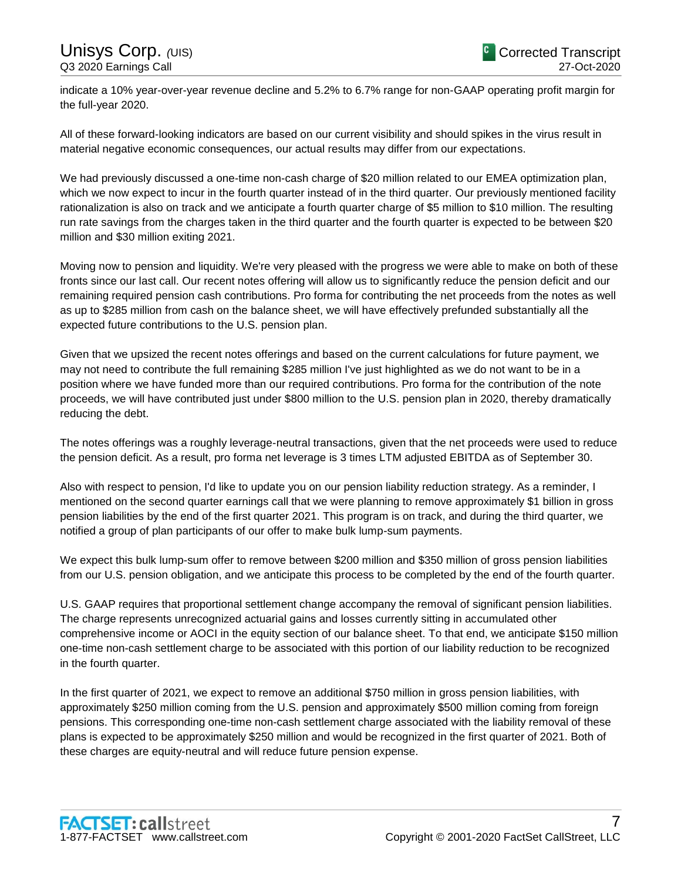indicate a 10% year-over-year revenue decline and 5.2% to 6.7% range for non-GAAP operating profit margin for the full-year 2020.

All of these forward-looking indicators are based on our current visibility and should spikes in the virus result in material negative economic consequences, our actual results may differ from our expectations.

We had previously discussed a one-time non-cash charge of $20 million related to our EMEA optimization plan, which we now expect to incur in the fourth quarter instead of in the third quarter. Our previously mentioned facility rationalization is also on track and we anticipate a fourth quarter charge of $5 million to $10 million. The resulting run rate savings from the charges taken in the third quarter and the fourth quarter is expected to be between $20 million and $30 million exiting 2021.

Moving now to pension and liquidity. We're very pleased with the progress we were able to make on both of these fronts since our last call. Our recent notes offering will allow us to significantly reduce the pension deficit and our remaining required pension cash contributions. Pro forma for contributing the net proceeds from the notes as well as up to $285 million from cash on the balance sheet, we will have effectively prefunded substantially all the expected future contributions to the U.S. pension plan.

Given that we upsized the recent notes offerings and based on the current calculations for future payment, we may not need to contribute the full remaining $285 million I've just highlighted as we do not want to be in a position where we have funded more than our required contributions. Pro forma for the contribution of the note proceeds, we will have contributed just under $800 million to the U.S. pension plan in 2020, thereby dramatically reducing the debt.

The notes offerings was a roughly leverage-neutral transactions, given that the net proceeds were used to reduce the pension deficit. As a result, pro forma net leverage is 3 times LTM adjusted EBITDA as of September 30.

Also with respect to pension, I'd like to update you on our pension liability reduction strategy. As a reminder, I mentioned on the second quarter earnings call that we were planning to remove approximately $1 billion in gross pension liabilities by the end of the first quarter 2021. This program is on track, and during the third quarter, we notified a group of plan participants of our offer to make bulk lump-sum payments.

We expect this bulk lump-sum offer to remove between $200 million and $350 million of gross pension liabilities from our U.S. pension obligation, and we anticipate this process to be completed by the end of the fourth quarter.

U.S. GAAP requires that proportional settlement change accompany the removal of significant pension liabilities. The charge represents unrecognized actuarial gains and losses currently sitting in accumulated other comprehensive income or AOCI in the equity section of our balance sheet. To that end, we anticipate $150 million one-time non-cash settlement charge to be associated with this portion of our liability reduction to be recognized in the fourth quarter.

In the first quarter of 2021, we expect to remove an additional $750 million in gross pension liabilities, with approximately $250 million coming from the U.S. pension and approximately $500 million coming from foreign pensions. This corresponding one-time non-cash settlement charge associated with the liability removal of these plans is expected to be approximately $250 million and would be recognized in the first quarter of 2021. Both of these charges are equity-neutral and will reduce future pension expense.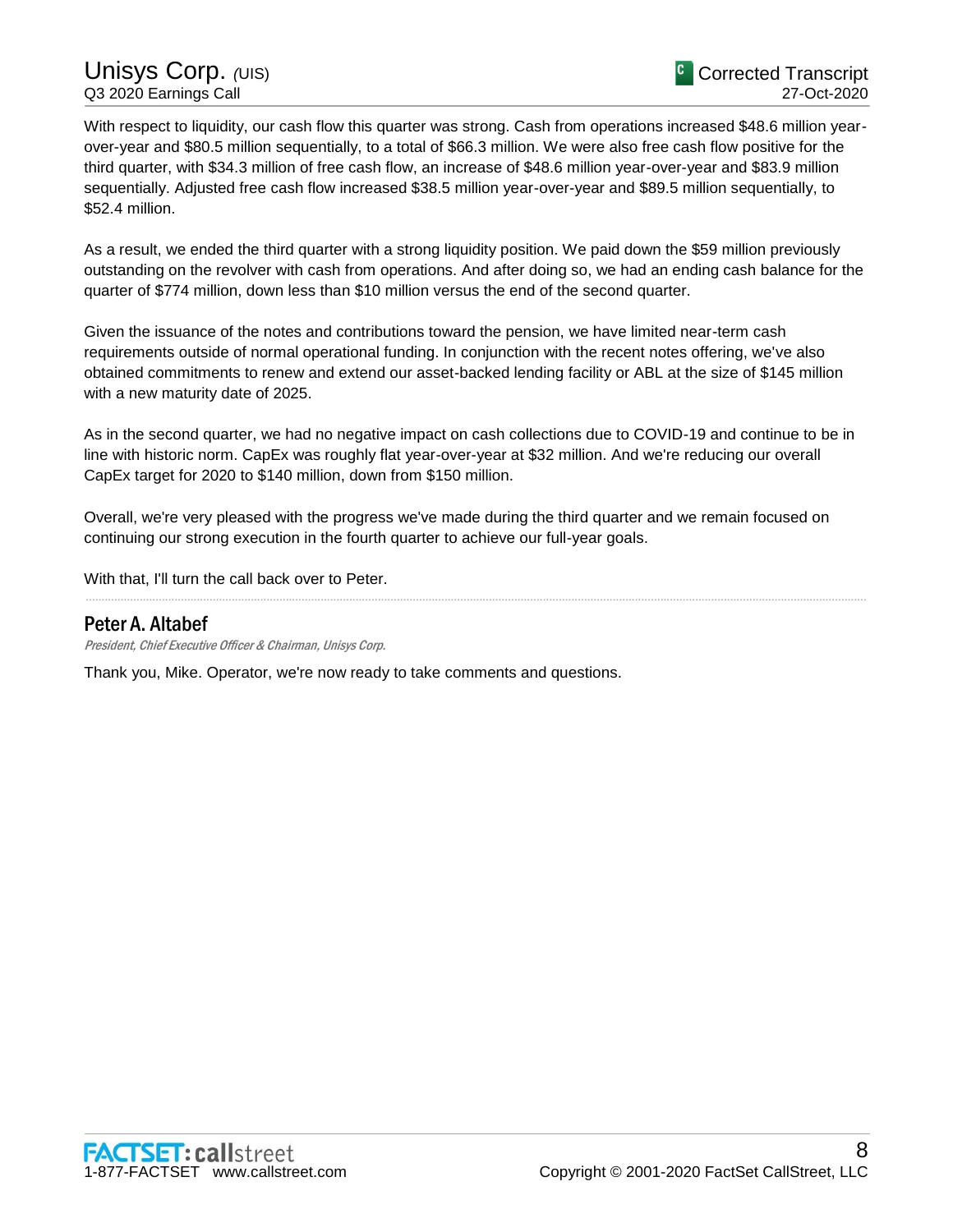With respect to liquidity, our cash flow this quarter was strong. Cash from operations increased $48.6 million year-over-year and $80.5 million sequentially, to a total of $66.3 million. We were also free cash flow positive for the third quarter, with $34.3 million of free cash flow, an increase of $48.6 million year-over-year and $83.9 million sequentially. Adjusted free cash flow increased $38.5 million year-over-year and $89.5 million sequentially, to $52.4 million.

As a result, we ended the third quarter with a strong liquidity position. We paid down the $59 million previously outstanding on the revolver with cash from operations. And after doing so, we had an ending cash balance for the quarter of $774 million, down less than $10 million versus the end of the second quarter.

Given the issuance of the notes and contributions toward the pension, we have limited near-term cash requirements outside of normal operational funding. In conjunction with the recent notes offering, we've also obtained commitments to renew and extend our asset-backed lending facility or ABL at the size of $145 million with a new maturity date of 2025.

As in the second quarter, we had no negative impact on cash collections due to COVID-19 and continue to be in line with historic norm. CapEx was roughly flat year-over-year at $32 million. And we're reducing our overall CapEx target for 2020 to $140 million, down from $150 million.

Overall, we're very pleased with the progress we've made during the third quarter and we remain focused on continuing our strong execution in the fourth quarter to achieve our full-year goals.

With that, I'll turn the call back over to Peter.

---

## Peter A. Altabef

*President, Chief Executive Officer & Chairman, Unisys Corp.*

Thank you, Mike. Operator, we're now ready to take comments and questions.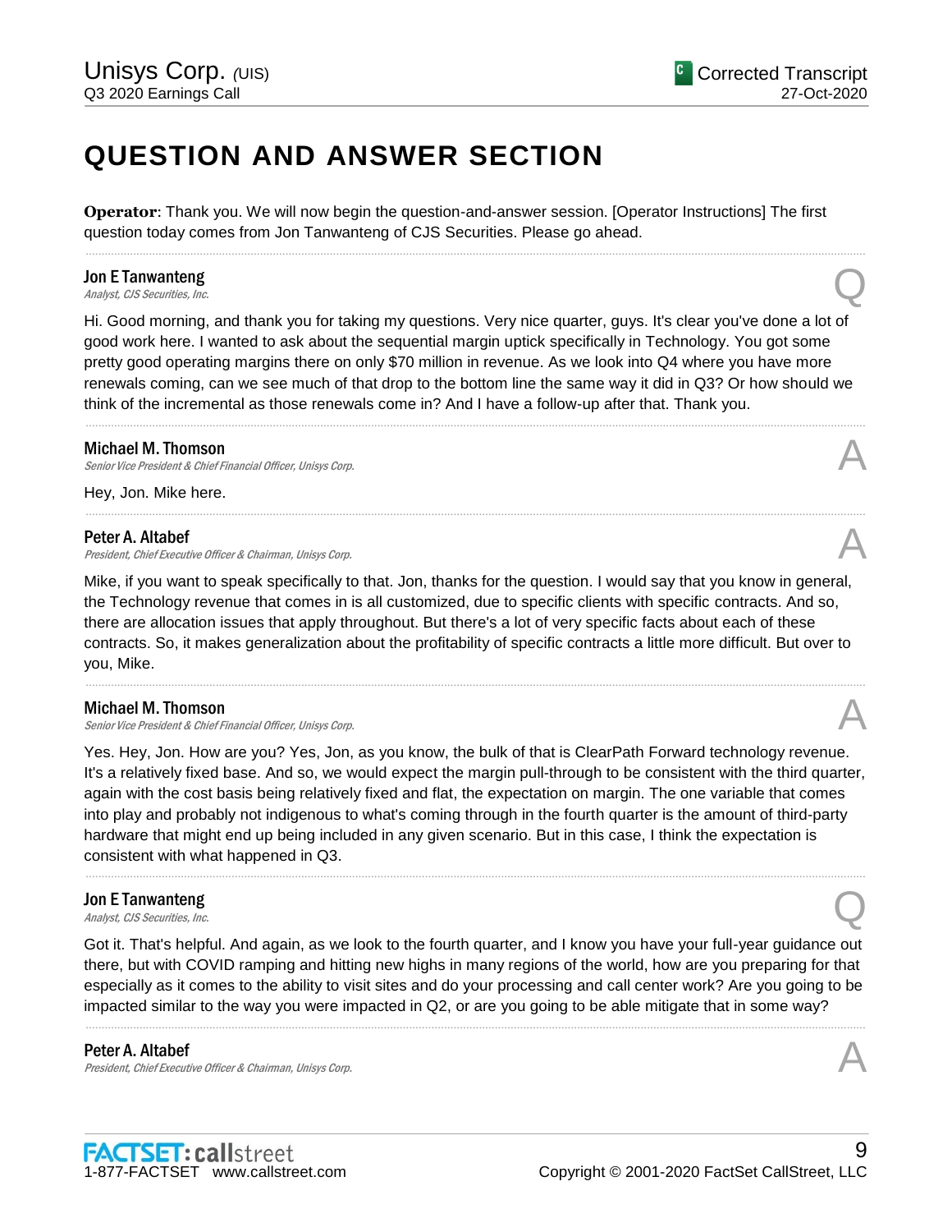# QUESTION AND ANSWER SECTION

**Operator**: Thank you. We will now begin the question-and-answer session. [Operator Instructions] The first question today comes from Jon Tanwanteng of CJS Securities. Please go ahead.

---

**Jon E Tanwanteng**
*Analyst, CJS Securities, Inc.*

Q

Hi. Good morning, and thank you for taking my questions. Very nice quarter, guys. It's clear you've done a lot of good work here. I wanted to ask about the sequential margin uptick specifically in Technology. You got some pretty good operating margins there on only $70 million in revenue. As we look into Q4 where you have more renewals coming, can we see much of that drop to the bottom line the same way it did in Q3? Or how should we think of the incremental as those renewals come in? And I have a follow-up after that. Thank you.

---

**Michael M. Thomson**
*Senior Vice President & Chief Financial Officer, Unisys Corp.*

A

Hey, Jon. Mike here.

---

**Peter A. Altabef**
*President, Chief Executive Officer & Chairman, Unisys Corp.*

A

Mike, if you want to speak specifically to that. Jon, thanks for the question. I would say that you know in general, the Technology revenue that comes in is all customized, due to specific clients with specific contracts. And so, there are allocation issues that apply throughout. But there's a lot of very specific facts about each of these contracts. So, it makes generalization about the profitability of specific contracts a little more difficult. But over to you, Mike.

---

**Michael M. Thomson**
*Senior Vice President & Chief Financial Officer, Unisys Corp.*

A

Yes. Hey, Jon. How are you? Yes, Jon, as you know, the bulk of that is ClearPath Forward technology revenue. It's a relatively fixed base. And so, we would expect the margin pull-through to be consistent with the third quarter, again with the cost basis being relatively fixed and flat, the expectation on margin. The one variable that comes into play and probably not indigenous to what's coming through in the fourth quarter is the amount of third-party hardware that might end up being included in any given scenario. But in this case, I think the expectation is consistent with what happened in Q3.

---

**Jon E Tanwanteng**
*Analyst, CJS Securities, Inc.*

Q

Got it. That's helpful. And again, as we look to the fourth quarter, and I know you have your full-year guidance out there, but with COVID ramping and hitting new highs in many regions of the world, how are you preparing for that especially as it comes to the ability to visit sites and do your processing and call center work? Are you going to be impacted similar to the way you were impacted in Q2, or are you going to be able mitigate that in some way?

---

**Peter A. Altabef**
*President, Chief Executive Officer & Chairman, Unisys Corp.*

A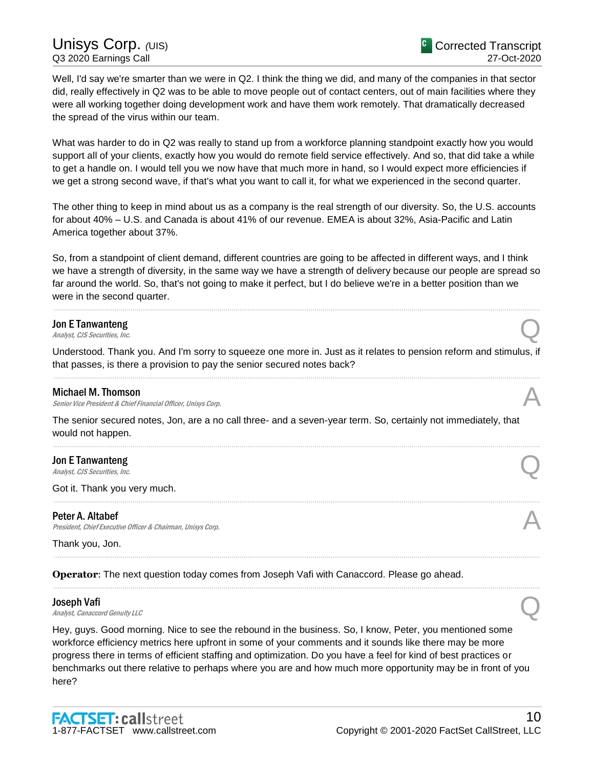Well, I'd say we're smarter than we were in Q2. I think the thing we did, and many of the companies in that sector did, really effectively in Q2 was to be able to move people out of contact centers, out of main facilities where they were all working together doing development work and have them work remotely. That dramatically decreased the spread of the virus within our team.

What was harder to do in Q2 was really to stand up from a workforce planning standpoint exactly how you would support all of your clients, exactly how you would do remote field service effectively. And so, that did take a while to get a handle on. I would tell you we now have that much more in hand, so I would expect more efficiencies if we get a strong second wave, if that's what you want to call it, for what we experienced in the second quarter.

The other thing to keep in mind about us as a company is the real strength of our diversity. So, the U.S. accounts for about 40% – U.S. and Canada is about 41% of our revenue. EMEA is about 32%, Asia-Pacific and Latin America together about 37%.

So, from a standpoint of client demand, different countries are going to be affected in different ways, and I think we have a strength of diversity, in the same way we have a strength of delivery because our people are spread so far around the world. So, that's not going to make it perfect, but I do believe we're in a better position than we were in the second quarter.

---

**Jon E Tanwanteng**
*Analyst, CJS Securities, Inc.*

Q

Understood. Thank you. And I'm sorry to squeeze one more in. Just as it relates to pension reform and stimulus, if that passes, is there a provision to pay the senior secured notes back?

---

**Michael M. Thomson**
*Senior Vice President & Chief Financial Officer, Unisys Corp.*

A

The senior secured notes, Jon, are a no call three- and a seven-year term. So, certainly not immediately, that would not happen.

---

**Jon E Tanwanteng**
*Analyst, CJS Securities, Inc.*

Q

Got it. Thank you very much.

---

**Peter A. Altabef**
*President, Chief Executive Officer & Chairman, Unisys Corp.*

A

Thank you, Jon.

---

**Operator**: The next question today comes from Joseph Vafi with Canaccord. Please go ahead.

---

**Joseph Vafi**
*Analyst, Canaccord Genuity LLC*

Q

Hey, guys. Good morning. Nice to see the rebound in the business. So, I know, Peter, you mentioned some workforce efficiency metrics here upfront in some of your comments and it sounds like there may be more progress there in terms of efficient staffing and optimization. Do you have a feel for kind of best practices or benchmarks out there relative to perhaps where you are and how much more opportunity may be in front of you here?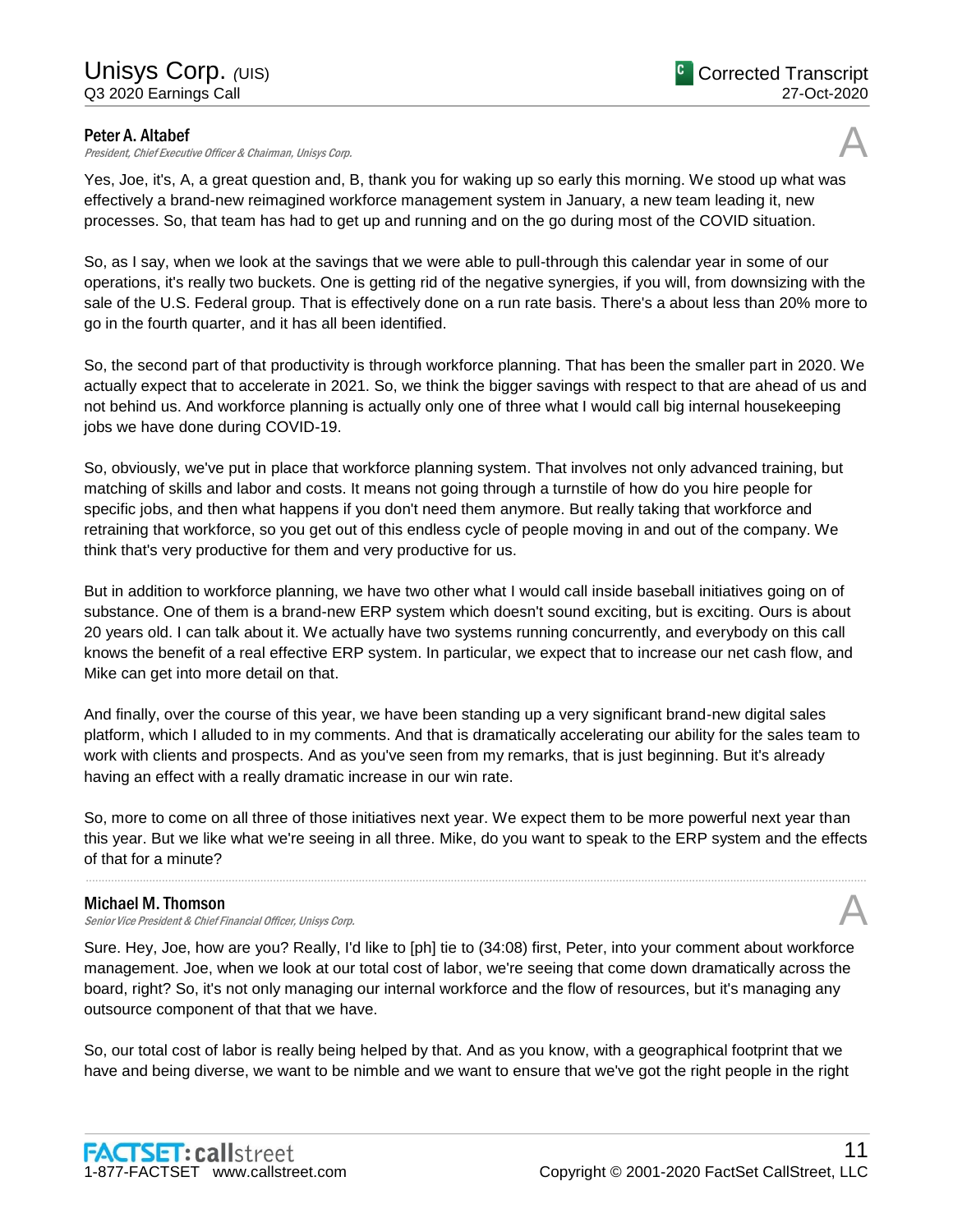**Peter A. Altabef**
*President, Chief Executive Officer & Chairman, Unisys Corp.*

A

Yes, Joe, it's, A, a great question and, B, thank you for waking up so early this morning. We stood up what was effectively a brand-new reimagined workforce management system in January, a new team leading it, new processes. So, that team has had to get up and running and on the go during most of the COVID situation.

So, as I say, when we look at the savings that we were able to pull-through this calendar year in some of our operations, it's really two buckets. One is getting rid of the negative synergies, if you will, from downsizing with the sale of the U.S. Federal group. That is effectively done on a run rate basis. There's a about less than 20% more to go in the fourth quarter, and it has all been identified.

So, the second part of that productivity is through workforce planning. That has been the smaller part in 2020. We actually expect that to accelerate in 2021. So, we think the bigger savings with respect to that are ahead of us and not behind us. And workforce planning is actually only one of three what I would call big internal housekeeping jobs we have done during COVID-19.

So, obviously, we've put in place that workforce planning system. That involves not only advanced training, but matching of skills and labor and costs. It means not going through a turnstile of how do you hire people for specific jobs, and then what happens if you don't need them anymore. But really taking that workforce and retraining that workforce, so you get out of this endless cycle of people moving in and out of the company. We think that's very productive for them and very productive for us.

But in addition to workforce planning, we have two other what I would call inside baseball initiatives going on of substance. One of them is a brand-new ERP system which doesn't sound exciting, but is exciting. Ours is about 20 years old. I can talk about it. We actually have two systems running concurrently, and everybody on this call knows the benefit of a real effective ERP system. In particular, we expect that to increase our net cash flow, and Mike can get into more detail on that.

And finally, over the course of this year, we have been standing up a very significant brand-new digital sales platform, which I alluded to in my comments. And that is dramatically accelerating our ability for the sales team to work with clients and prospects. And as you've seen from my remarks, that is just beginning. But it's already having an effect with a really dramatic increase in our win rate.

So, more to come on all three of those initiatives next year. We expect them to be more powerful next year than this year. But we like what we're seeing in all three. Mike, do you want to speak to the ERP system and the effects of that for a minute?

---

**Michael M. Thomson**
*Senior Vice President & Chief Financial Officer, Unisys Corp.*

A

Sure. Hey, Joe, how are you? Really, I'd like to [ph] tie to (34:08) first, Peter, into your comment about workforce management. Joe, when we look at our total cost of labor, we're seeing that come down dramatically across the board, right? So, it's not only managing our internal workforce and the flow of resources, but it's managing any outsource component of that that we have.

So, our total cost of labor is really being helped by that. And as you know, with a geographical footprint that we have and being diverse, we want to be nimble and we want to ensure that we've got the right people in the right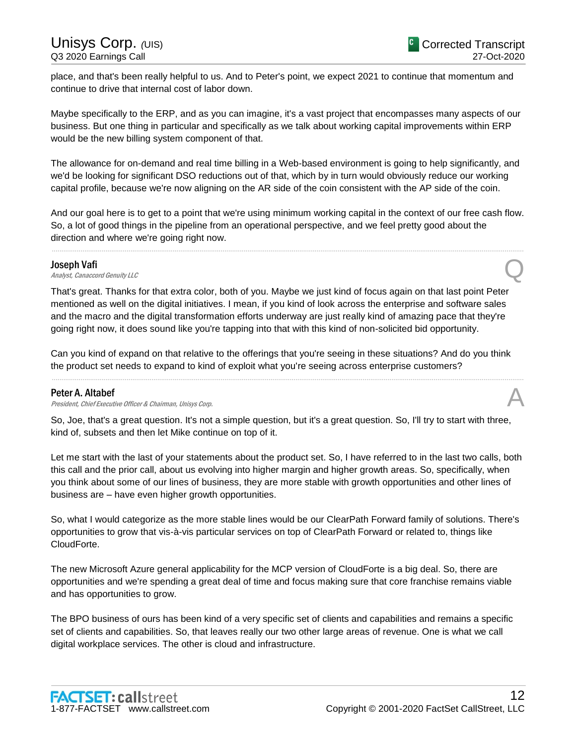place, and that's been really helpful to us. And to Peter's point, we expect 2021 to continue that momentum and continue to drive that internal cost of labor down.

Maybe specifically to the ERP, and as you can imagine, it's a vast project that encompasses many aspects of our business. But one thing in particular and specifically as we talk about working capital improvements within ERP would be the new billing system component of that.

The allowance for on-demand and real time billing in a Web-based environment is going to help significantly, and we'd be looking for significant DSO reductions out of that, which by in turn would obviously reduce our working capital profile, because we're now aligning on the AR side of the coin consistent with the AP side of the coin.

And our goal here is to get to a point that we're using minimum working capital in the context of our free cash flow. So, a lot of good things in the pipeline from an operational perspective, and we feel pretty good about the direction and where we're going right now.

---

**Joseph Vafi**
*Analyst, Canaccord Genuity LLC* **Q**

That's great. Thanks for that extra color, both of you. Maybe we just kind of focus again on that last point Peter mentioned as well on the digital initiatives. I mean, if you kind of look across the enterprise and software sales and the macro and the digital transformation efforts underway are just really kind of amazing pace that they're going right now, it does sound like you're tapping into that with this kind of non-solicited bid opportunity.

Can you kind of expand on that relative to the offerings that you're seeing in these situations? And do you think the product set needs to expand to kind of exploit what you're seeing across enterprise customers?

---

**Peter A. Altabef**
*President, Chief Executive Officer & Chairman, Unisys Corp.* **A**

So, Joe, that's a great question. It's not a simple question, but it's a great question. So, I'll try to start with three, kind of, subsets and then let Mike continue on top of it.

Let me start with the last of your statements about the product set. So, I have referred to in the last two calls, both this call and the prior call, about us evolving into higher margin and higher growth areas. So, specifically, when you think about some of our lines of business, they are more stable with growth opportunities and other lines of business are – have even higher growth opportunities.

So, what I would categorize as the more stable lines would be our ClearPath Forward family of solutions. There's opportunities to grow that vis-à-vis particular services on top of ClearPath Forward or related to, things like CloudForte.

The new Microsoft Azure general applicability for the MCP version of CloudForte is a big deal. So, there are opportunities and we're spending a great deal of time and focus making sure that core franchise remains viable and has opportunities to grow.

The BPO business of ours has been kind of a very specific set of clients and capabilities and remains a specific set of clients and capabilities. So, that leaves really our two other large areas of revenue. One is what we call digital workplace services. The other is cloud and infrastructure.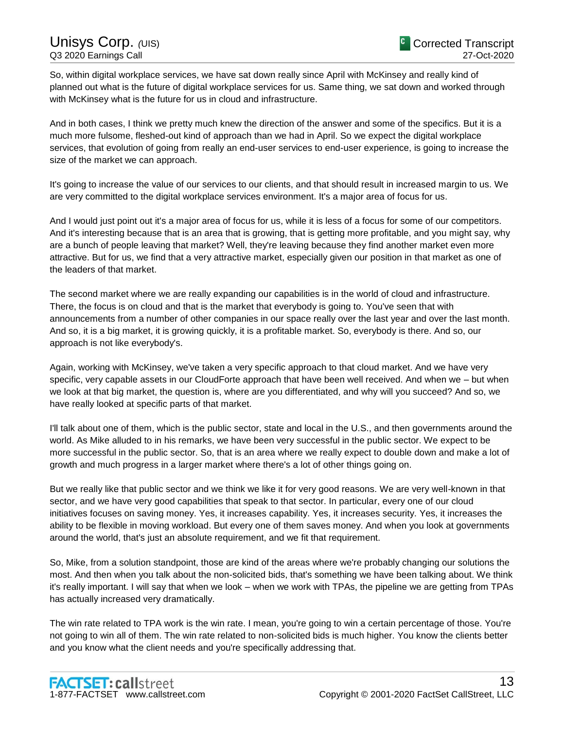So, within digital workplace services, we have sat down really since April with McKinsey and really kind of planned out what is the future of digital workplace services for us. Same thing, we sat down and worked through with McKinsey what is the future for us in cloud and infrastructure.

And in both cases, I think we pretty much knew the direction of the answer and some of the specifics. But it is a much more fulsome, fleshed-out kind of approach than we had in April. So we expect the digital workplace services, that evolution of going from really an end-user services to end-user experience, is going to increase the size of the market we can approach.

It's going to increase the value of our services to our clients, and that should result in increased margin to us. We are very committed to the digital workplace services environment. It's a major area of focus for us.

And I would just point out it's a major area of focus for us, while it is less of a focus for some of our competitors. And it's interesting because that is an area that is growing, that is getting more profitable, and you might say, why are a bunch of people leaving that market? Well, they're leaving because they find another market even more attractive. But for us, we find that a very attractive market, especially given our position in that market as one of the leaders of that market.

The second market where we are really expanding our capabilities is in the world of cloud and infrastructure. There, the focus is on cloud and that is the market that everybody is going to. You've seen that with announcements from a number of other companies in our space really over the last year and over the last month. And so, it is a big market, it is growing quickly, it is a profitable market. So, everybody is there. And so, our approach is not like everybody's.

Again, working with McKinsey, we've taken a very specific approach to that cloud market. And we have very specific, very capable assets in our CloudForte approach that have been well received. And when we – but when we look at that big market, the question is, where are you differentiated, and why will you succeed? And so, we have really looked at specific parts of that market.

I'll talk about one of them, which is the public sector, state and local in the U.S., and then governments around the world. As Mike alluded to in his remarks, we have been very successful in the public sector. We expect to be more successful in the public sector. So, that is an area where we really expect to double down and make a lot of growth and much progress in a larger market where there's a lot of other things going on.

But we really like that public sector and we think we like it for very good reasons. We are very well-known in that sector, and we have very good capabilities that speak to that sector. In particular, every one of our cloud initiatives focuses on saving money. Yes, it increases capability. Yes, it increases security. Yes, it increases the ability to be flexible in moving workload. But every one of them saves money. And when you look at governments around the world, that's just an absolute requirement, and we fit that requirement.

So, Mike, from a solution standpoint, those are kind of the areas where we're probably changing our solutions the most. And then when you talk about the non-solicited bids, that's something we have been talking about. We think it's really important. I will say that when we look – when we work with TPAs, the pipeline we are getting from TPAs has actually increased very dramatically.

The win rate related to TPA work is the win rate. I mean, you're going to win a certain percentage of those. You're not going to win all of them. The win rate related to non-solicited bids is much higher. You know the clients better and you know what the client needs and you're specifically addressing that.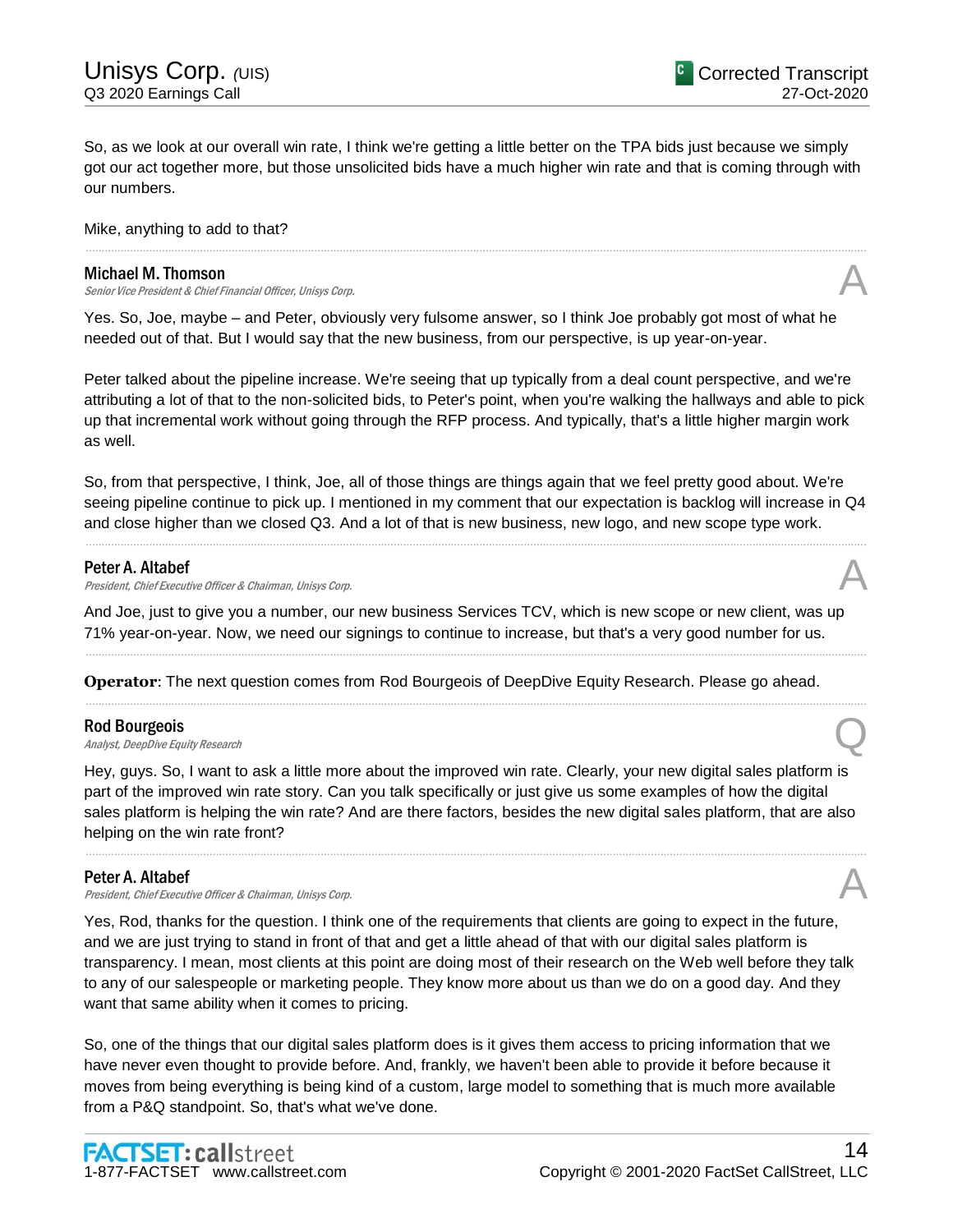So, as we look at our overall win rate, I think we're getting a little better on the TPA bids just because we simply got our act together more, but those unsolicited bids have a much higher win rate and that is coming through with our numbers.

Mike, anything to add to that?

---

**Michael M. Thomson**
*Senior Vice President & Chief Financial Officer, Unisys Corp.* **A**

Yes. So, Joe, maybe – and Peter, obviously very fulsome answer, so I think Joe probably got most of what he needed out of that. But I would say that the new business, from our perspective, is up year-on-year.

Peter talked about the pipeline increase. We're seeing that up typically from a deal count perspective, and we're attributing a lot of that to the non-solicited bids, to Peter's point, when you're walking the hallways and able to pick up that incremental work without going through the RFP process. And typically, that's a little higher margin work as well.

So, from that perspective, I think, Joe, all of those things are things again that we feel pretty good about. We're seeing pipeline continue to pick up. I mentioned in my comment that our expectation is backlog will increase in Q4 and close higher than we closed Q3. And a lot of that is new business, new logo, and new scope type work.

---

**Peter A. Altabef**
*President, Chief Executive Officer & Chairman, Unisys Corp.* **A**

And Joe, just to give you a number, our new business Services TCV, which is new scope or new client, was up 71% year-on-year. Now, we need our signings to continue to increase, but that's a very good number for us.

---

**Operator**: The next question comes from Rod Bourgeois of DeepDive Equity Research. Please go ahead.

---

**Rod Bourgeois**
*Analyst, DeepDive Equity Research* **Q**

Hey, guys. So, I want to ask a little more about the improved win rate. Clearly, your new digital sales platform is part of the improved win rate story. Can you talk specifically or just give us some examples of how the digital sales platform is helping the win rate? And are there factors, besides the new digital sales platform, that are also helping on the win rate front?

---

**Peter A. Altabef**
*President, Chief Executive Officer & Chairman, Unisys Corp.* **A**

Yes, Rod, thanks for the question. I think one of the requirements that clients are going to expect in the future, and we are just trying to stand in front of that and get a little ahead of that with our digital sales platform is transparency. I mean, most clients at this point are doing most of their research on the Web well before they talk to any of our salespeople or marketing people. They know more about us than we do on a good day. And they want that same ability when it comes to pricing.

So, one of the things that our digital sales platform does is it gives them access to pricing information that we have never even thought to provide before. And, frankly, we haven't been able to provide it before because it moves from being everything is being kind of a custom, large model to something that is much more available from a P&Q standpoint. So, that's what we've done.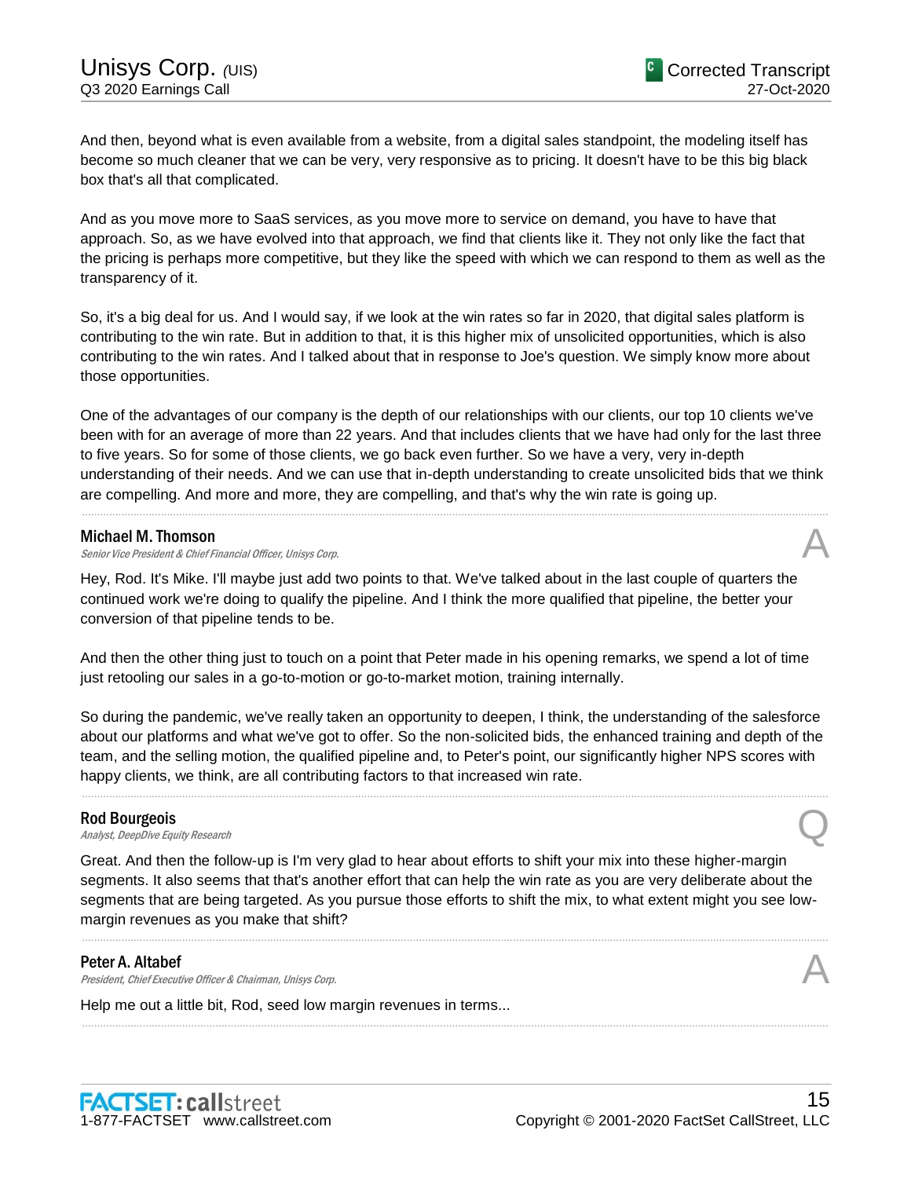And then, beyond what is even available from a website, from a digital sales standpoint, the modeling itself has become so much cleaner that we can be very, very responsive as to pricing. It doesn't have to be this big black box that's all that complicated.

And as you move more to SaaS services, as you move more to service on demand, you have to have that approach. So, as we have evolved into that approach, we find that clients like it. They not only like the fact that the pricing is perhaps more competitive, but they like the speed with which we can respond to them as well as the transparency of it.

So, it's a big deal for us. And I would say, if we look at the win rates so far in 2020, that digital sales platform is contributing to the win rate. But in addition to that, it is this higher mix of unsolicited opportunities, which is also contributing to the win rates. And I talked about that in response to Joe's question. We simply know more about those opportunities.

One of the advantages of our company is the depth of our relationships with our clients, our top 10 clients we've been with for an average of more than 22 years. And that includes clients that we have had only for the last three to five years. So for some of those clients, we go back even further. So we have a very, very in-depth understanding of their needs. And we can use that in-depth understanding to create unsolicited bids that we think are compelling. And more and more, they are compelling, and that's why the win rate is going up.

---

**Michael M. Thomson**
*Senior Vice President & Chief Financial Officer, Unisys Corp.* **A**

Hey, Rod. It's Mike. I'll maybe just add two points to that. We've talked about in the last couple of quarters the continued work we're doing to qualify the pipeline. And I think the more qualified that pipeline, the better your conversion of that pipeline tends to be.

And then the other thing just to touch on a point that Peter made in his opening remarks, we spend a lot of time just retooling our sales in a go-to-motion or go-to-market motion, training internally.

So during the pandemic, we've really taken an opportunity to deepen, I think, the understanding of the salesforce about our platforms and what we've got to offer. So the non-solicited bids, the enhanced training and depth of the team, and the selling motion, the qualified pipeline and, to Peter's point, our significantly higher NPS scores with happy clients, we think, are all contributing factors to that increased win rate.

---

**Rod Bourgeois**
*Analyst, DeepDive Equity Research* **Q**

Great. And then the follow-up is I'm very glad to hear about efforts to shift your mix into these higher-margin segments. It also seems that that's another effort that can help the win rate as you are very deliberate about the segments that are being targeted. As you pursue those efforts to shift the mix, to what extent might you see low-margin revenues as you make that shift?

---

**Peter A. Altabef**
*President, Chief Executive Officer & Chairman, Unisys Corp.* **A**

Help me out a little bit, Rod, seed low margin revenues in terms...

---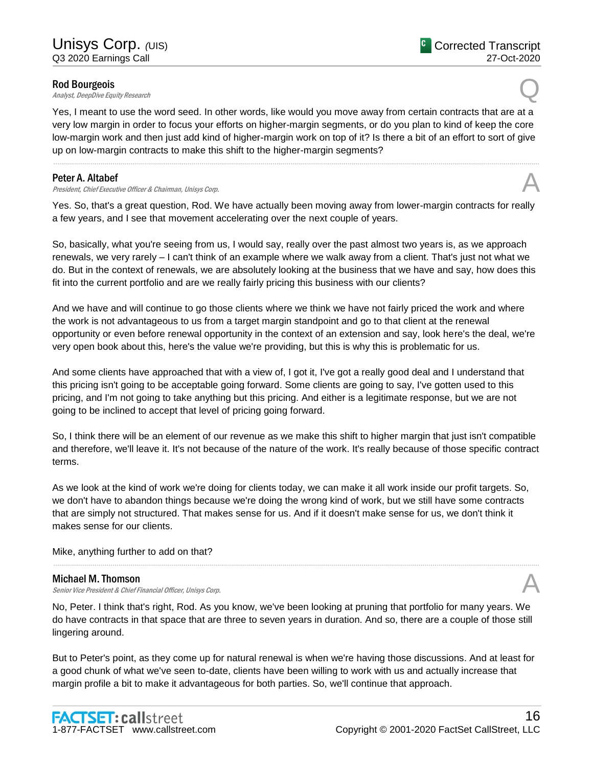**Rod Bourgeois**
*Analyst, DeepDive Equity Research* Q

Yes, I meant to use the word seed. In other words, like would you move away from certain contracts that are at a very low margin in order to focus your efforts on higher-margin segments, or do you plan to kind of keep the core low-margin work and then just add kind of higher-margin work on top of it? Is there a bit of an effort to sort of give up on low-margin contracts to make this shift to the higher-margin segments?

---

**Peter A. Altabef**
*President, Chief Executive Officer & Chairman, Unisys Corp.* A

Yes. So, that's a great question, Rod. We have actually been moving away from lower-margin contracts for really a few years, and I see that movement accelerating over the next couple of years.

So, basically, what you're seeing from us, I would say, really over the past almost two years is, as we approach renewals, we very rarely – I can't think of an example where we walk away from a client. That's just not what we do. But in the context of renewals, we are absolutely looking at the business that we have and say, how does this fit into the current portfolio and are we really fairly pricing this business with our clients?

And we have and will continue to go those clients where we think we have not fairly priced the work and where the work is not advantageous to us from a target margin standpoint and go to that client at the renewal opportunity or even before renewal opportunity in the context of an extension and say, look here's the deal, we're very open book about this, here's the value we're providing, but this is why this is problematic for us.

And some clients have approached that with a view of, I got it, I've got a really good deal and I understand that this pricing isn't going to be acceptable going forward. Some clients are going to say, I've gotten used to this pricing, and I'm not going to take anything but this pricing. And either is a legitimate response, but we are not going to be inclined to accept that level of pricing going forward.

So, I think there will be an element of our revenue as we make this shift to higher margin that just isn't compatible and therefore, we'll leave it. It's not because of the nature of the work. It's really because of those specific contract terms.

As we look at the kind of work we're doing for clients today, we can make it all work inside our profit targets. So, we don't have to abandon things because we're doing the wrong kind of work, but we still have some contracts that are simply not structured. That makes sense for us. And if it doesn't make sense for us, we don't think it makes sense for our clients.

Mike, anything further to add on that?

---

**Michael M. Thomson**
*Senior Vice President & Chief Financial Officer, Unisys Corp.* A

No, Peter. I think that's right, Rod. As you know, we've been looking at pruning that portfolio for many years. We do have contracts in that space that are three to seven years in duration. And so, there are a couple of those still lingering around.

But to Peter's point, as they come up for natural renewal is when we're having those discussions. And at least for a good chunk of what we've seen to-date, clients have been willing to work with us and actually increase that margin profile a bit to make it advantageous for both parties. So, we'll continue that approach.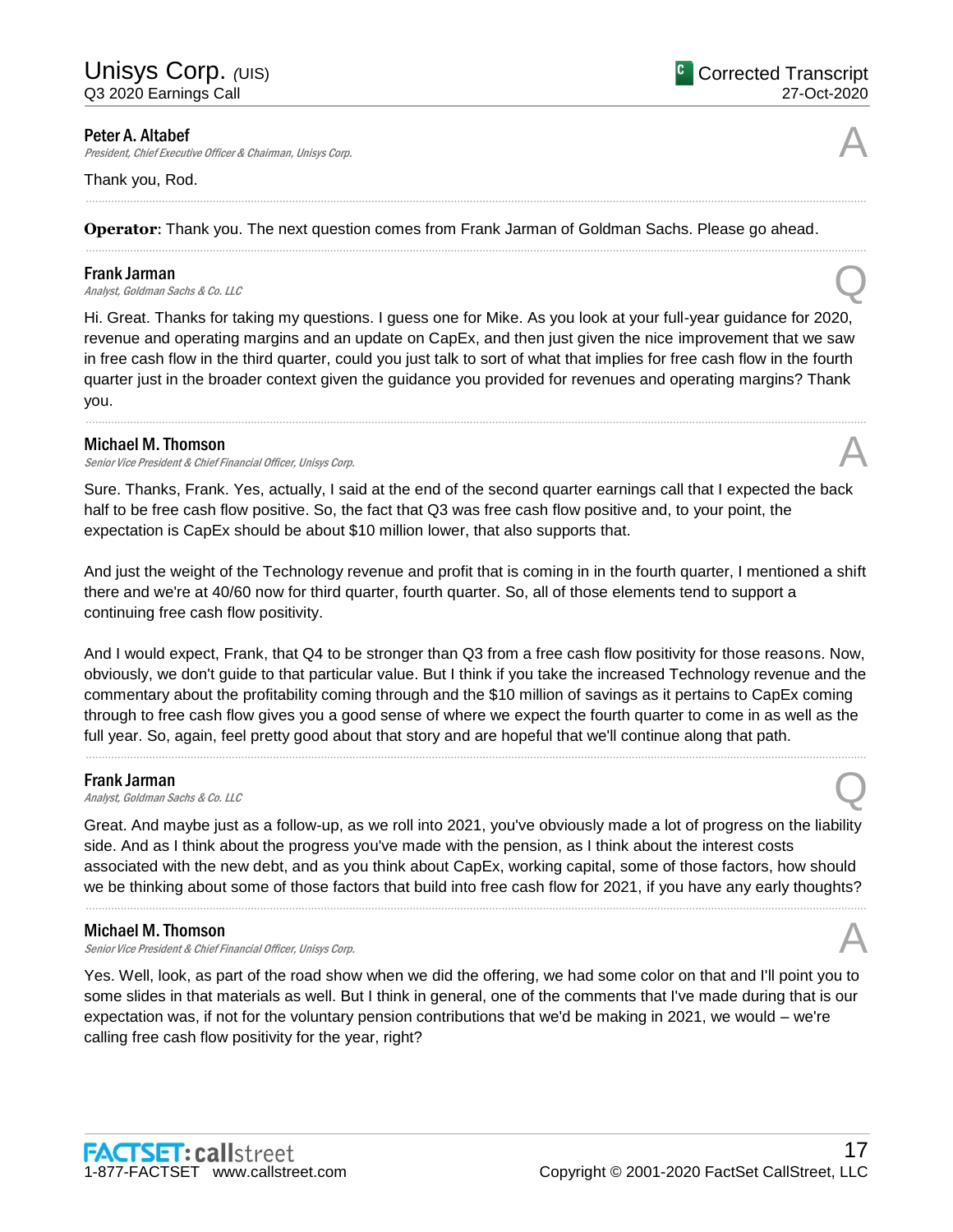**Peter A. Altabef**
*President, Chief Executive Officer & Chairman, Unisys Corp.*

A

Thank you, Rod.

---

**Operator**: Thank you. The next question comes from Frank Jarman of Goldman Sachs. Please go ahead.

---

**Frank Jarman**
*Analyst, Goldman Sachs & Co. LLC*

Q

Hi. Great. Thanks for taking my questions. I guess one for Mike. As you look at your full-year guidance for 2020, revenue and operating margins and an update on CapEx, and then just given the nice improvement that we saw in free cash flow in the third quarter, could you just talk to sort of what that implies for free cash flow in the fourth quarter just in the broader context given the guidance you provided for revenues and operating margins? Thank you.

---

**Michael M. Thomson**
*Senior Vice President & Chief Financial Officer, Unisys Corp.*

A

Sure. Thanks, Frank. Yes, actually, I said at the end of the second quarter earnings call that I expected the back half to be free cash flow positive. So, the fact that Q3 was free cash flow positive and, to your point, the expectation is CapEx should be about $10 million lower, that also supports that.

And just the weight of the Technology revenue and profit that is coming in in the fourth quarter, I mentioned a shift there and we're at 40/60 now for third quarter, fourth quarter. So, all of those elements tend to support a continuing free cash flow positivity.

And I would expect, Frank, that Q4 to be stronger than Q3 from a free cash flow positivity for those reasons. Now, obviously, we don't guide to that particular value. But I think if you take the increased Technology revenue and the commentary about the profitability coming through and the $10 million of savings as it pertains to CapEx coming through to free cash flow gives you a good sense of where we expect the fourth quarter to come in as well as the full year. So, again, feel pretty good about that story and are hopeful that we'll continue along that path.

---

**Frank Jarman**
*Analyst, Goldman Sachs & Co. LLC*

Q

Great. And maybe just as a follow-up, as we roll into 2021, you've obviously made a lot of progress on the liability side. And as I think about the progress you've made with the pension, as I think about the interest costs associated with the new debt, and as you think about CapEx, working capital, some of those factors, how should we be thinking about some of those factors that build into free cash flow for 2021, if you have any early thoughts?

---

**Michael M. Thomson**
*Senior Vice President & Chief Financial Officer, Unisys Corp.*

A

Yes. Well, look, as part of the road show when we did the offering, we had some color on that and I'll point you to some slides in that materials as well. But I think in general, one of the comments that I've made during that is our expectation was, if not for the voluntary pension contributions that we'd be making in 2021, we would – we're calling free cash flow positivity for the year, right?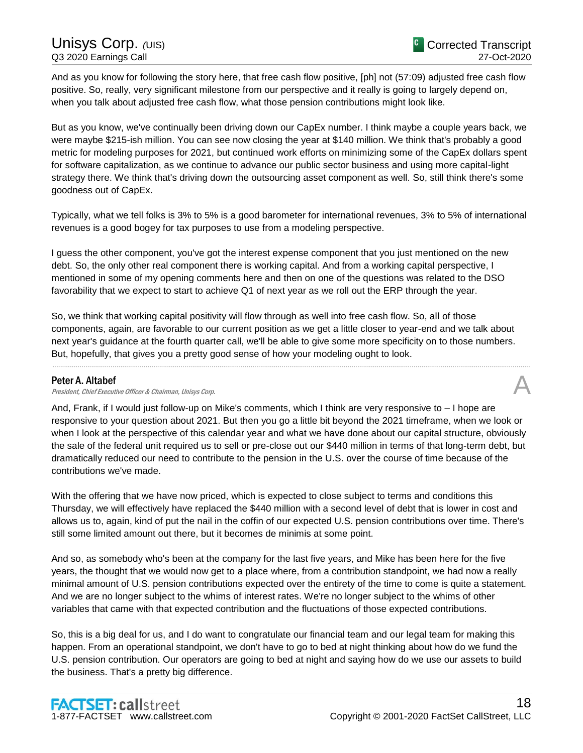And as you know for following the story here, that free cash flow positive, [ph] not (57:09) adjusted free cash flow positive. So, really, very significant milestone from our perspective and it really is going to largely depend on, when you talk about adjusted free cash flow, what those pension contributions might look like.

But as you know, we've continually been driving down our CapEx number. I think maybe a couple years back, we were maybe $215-ish million. You can see now closing the year at $140 million. We think that's probably a good metric for modeling purposes for 2021, but continued work efforts on minimizing some of the CapEx dollars spent for software capitalization, as we continue to advance our public sector business and using more capital-light strategy there. We think that's driving down the outsourcing asset component as well. So, still think there's some goodness out of CapEx.

Typically, what we tell folks is 3% to 5% is a good barometer for international revenues, 3% to 5% of international revenues is a good bogey for tax purposes to use from a modeling perspective.

I guess the other component, you've got the interest expense component that you just mentioned on the new debt. So, the only other real component there is working capital. And from a working capital perspective, I mentioned in some of my opening comments here and then on one of the questions was related to the DSO favorability that we expect to start to achieve Q1 of next year as we roll out the ERP through the year.

So, we think that working capital positivity will flow through as well into free cash flow. So, all of those components, again, are favorable to our current position as we get a little closer to year-end and we talk about next year's guidance at the fourth quarter call, we'll be able to give some more specificity on to those numbers. But, hopefully, that gives you a pretty good sense of how your modeling ought to look.

---

**Peter A. Altabef**
*President, Chief Executive Officer & Chairman, Unisys Corp.* **A**

And, Frank, if I would just follow-up on Mike's comments, which I think are very responsive to – I hope are responsive to your question about 2021. But then you go a little bit beyond the 2021 timeframe, when we look or when I look at the perspective of this calendar year and what we have done about our capital structure, obviously the sale of the federal unit required us to sell or pre-close out our $440 million in terms of that long-term debt, but dramatically reduced our need to contribute to the pension in the U.S. over the course of time because of the contributions we've made.

With the offering that we have now priced, which is expected to close subject to terms and conditions this Thursday, we will effectively have replaced the $440 million with a second level of debt that is lower in cost and allows us to, again, kind of put the nail in the coffin of our expected U.S. pension contributions over time. There's still some limited amount out there, but it becomes de minimis at some point.

And so, as somebody who's been at the company for the last five years, and Mike has been here for the five years, the thought that we would now get to a place where, from a contribution standpoint, we had now a really minimal amount of U.S. pension contributions expected over the entirety of the time to come is quite a statement. And we are no longer subject to the whims of interest rates. We're no longer subject to the whims of other variables that came with that expected contribution and the fluctuations of those expected contributions.

So, this is a big deal for us, and I do want to congratulate our financial team and our legal team for making this happen. From an operational standpoint, we don't have to go to bed at night thinking about how do we fund the U.S. pension contribution. Our operators are going to bed at night and saying how do we use our assets to build the business. That's a pretty big difference.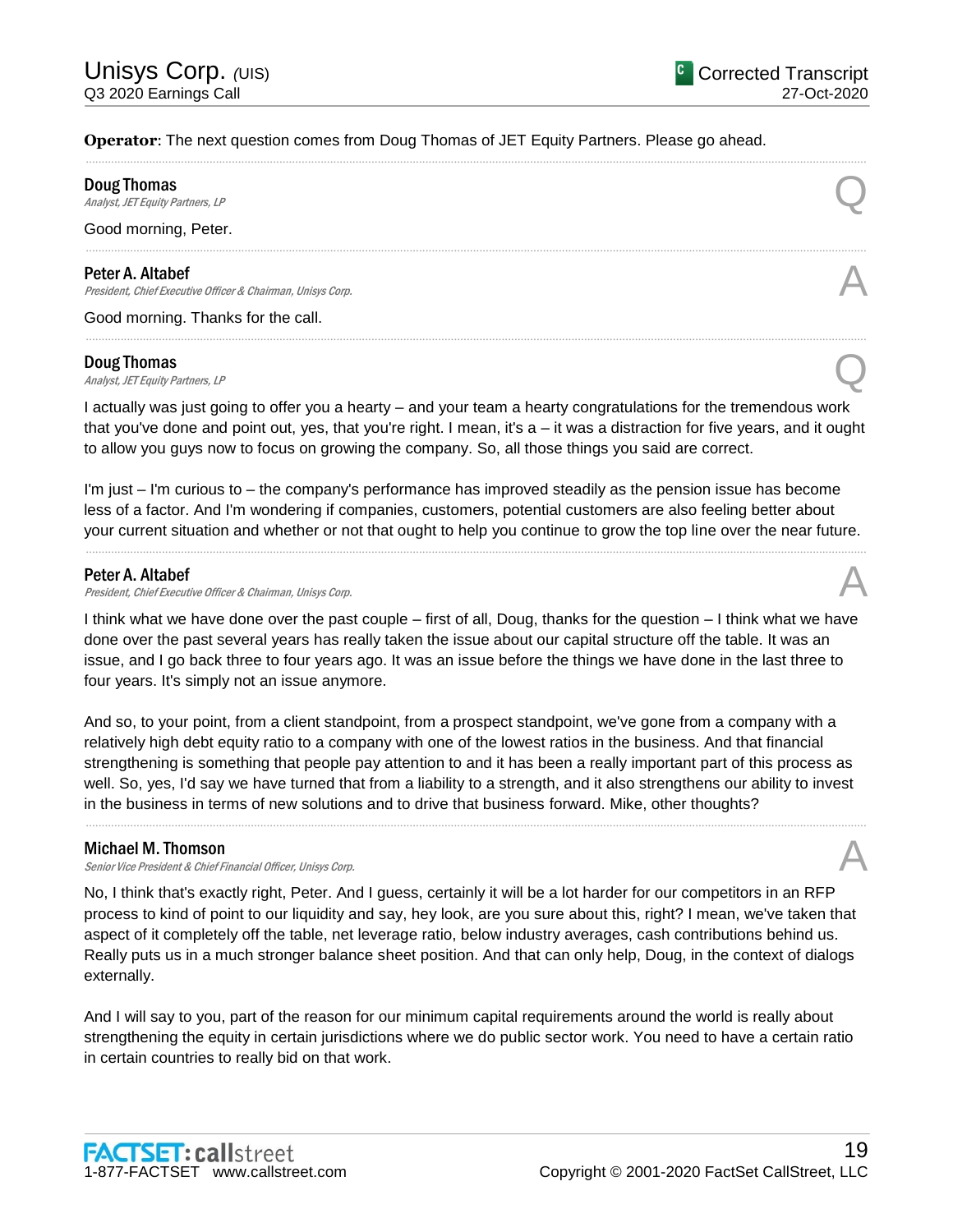**Operator**: The next question comes from Doug Thomas of JET Equity Partners. Please go ahead.

---

**Doug Thomas**
*Analyst, JET Equity Partners, LP* — Q

Good morning, Peter.

---

**Peter A. Altabef**
*President, Chief Executive Officer & Chairman, Unisys Corp.* — A

Good morning. Thanks for the call.

---

**Doug Thomas**
*Analyst, JET Equity Partners, LP* — Q

I actually was just going to offer you a hearty – and your team a hearty congratulations for the tremendous work that you've done and point out, yes, that you're right. I mean, it's a – it was a distraction for five years, and it ought to allow you guys now to focus on growing the company. So, all those things you said are correct.

I'm just – I'm curious to – the company's performance has improved steadily as the pension issue has become less of a factor. And I'm wondering if companies, customers, potential customers are also feeling better about your current situation and whether or not that ought to help you continue to grow the top line over the near future.

---

**Peter A. Altabef**
*President, Chief Executive Officer & Chairman, Unisys Corp.* — A

I think what we have done over the past couple – first of all, Doug, thanks for the question – I think what we have done over the past several years has really taken the issue about our capital structure off the table. It was an issue, and I go back three to four years ago. It was an issue before the things we have done in the last three to four years. It's simply not an issue anymore.

And so, to your point, from a client standpoint, from a prospect standpoint, we've gone from a company with a relatively high debt equity ratio to a company with one of the lowest ratios in the business. And that financial strengthening is something that people pay attention to and it has been a really important part of this process as well. So, yes, I'd say we have turned that from a liability to a strength, and it also strengthens our ability to invest in the business in terms of new solutions and to drive that business forward. Mike, other thoughts?

---

**Michael M. Thomson**
*Senior Vice President & Chief Financial Officer, Unisys Corp.* — A

No, I think that's exactly right, Peter. And I guess, certainly it will be a lot harder for our competitors in an RFP process to kind of point to our liquidity and say, hey look, are you sure about this, right? I mean, we've taken that aspect of it completely off the table, net leverage ratio, below industry averages, cash contributions behind us. Really puts us in a much stronger balance sheet position. And that can only help, Doug, in the context of dialogs externally.

And I will say to you, part of the reason for our minimum capital requirements around the world is really about strengthening the equity in certain jurisdictions where we do public sector work. You need to have a certain ratio in certain countries to really bid on that work.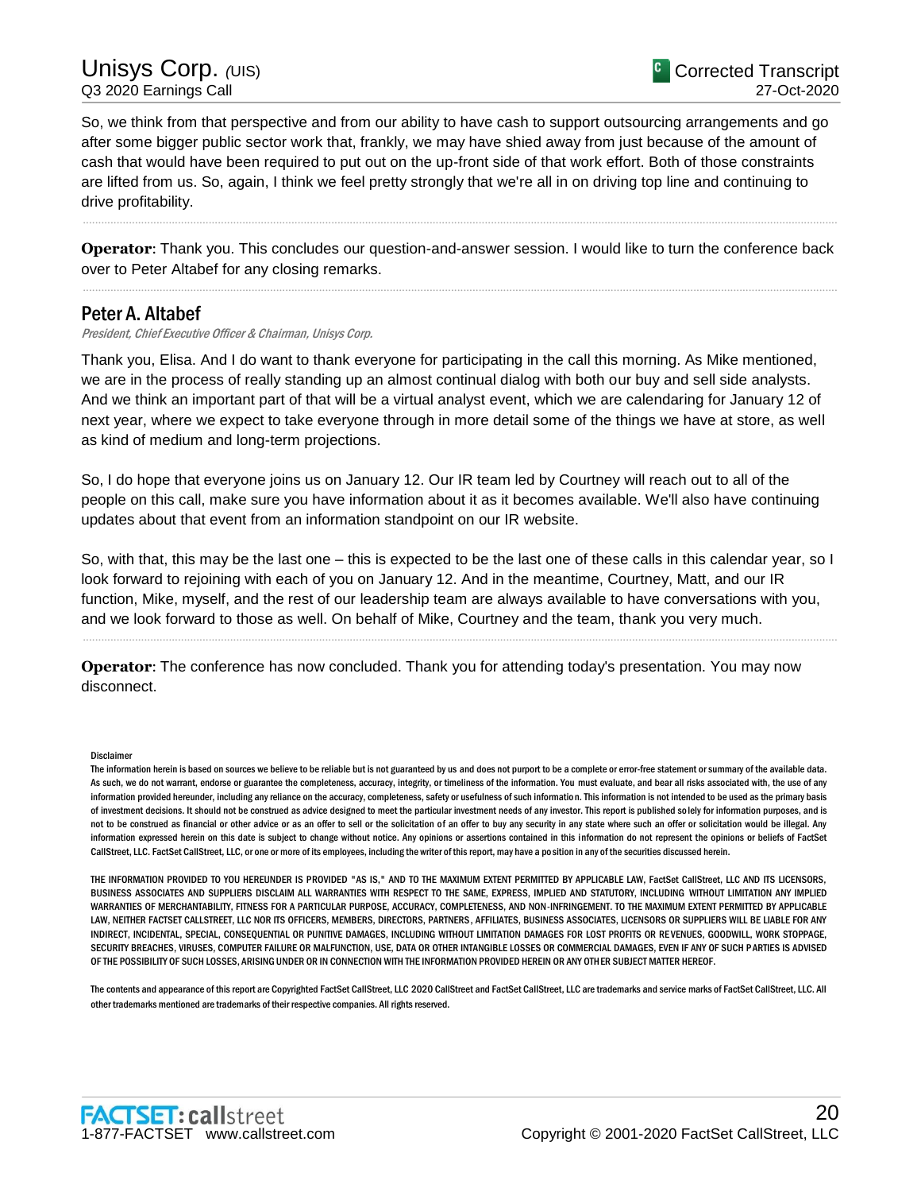So, we think from that perspective and from our ability to have cash to support outsourcing arrangements and go after some bigger public sector work that, frankly, we may have shied away from just because of the amount of cash that would have been required to put out on the up-front side of that work effort. Both of those constraints are lifted from us. So, again, I think we feel pretty strongly that we're all in on driving top line and continuing to drive profitability.

---

**Operator**: Thank you. This concludes our question-and-answer session. I would like to turn the conference back over to Peter Altabef for any closing remarks.

---

## Peter A. Altabef

*President, Chief Executive Officer & Chairman, Unisys Corp.*

Thank you, Elisa. And I do want to thank everyone for participating in the call this morning. As Mike mentioned, we are in the process of really standing up an almost continual dialog with both our buy and sell side analysts. And we think an important part of that will be a virtual analyst event, which we are calendaring for January 12 of next year, where we expect to take everyone through in more detail some of the things we have at store, as well as kind of medium and long-term projections.

So, I do hope that everyone joins us on January 12. Our IR team led by Courtney will reach out to all of the people on this call, make sure you have information about it as it becomes available. We'll also have continuing updates about that event from an information standpoint on our IR website.

So, with that, this may be the last one – this is expected to be the last one of these calls in this calendar year, so I look forward to rejoining with each of you on January 12. And in the meantime, Courtney, Matt, and our IR function, Mike, myself, and the rest of our leadership team are always available to have conversations with you, and we look forward to those as well. On behalf of Mike, Courtney and the team, thank you very much.

---

**Operator**: The conference has now concluded. Thank you for attending today's presentation. You may now disconnect.

Disclaimer

The information herein is based on sources we believe to be reliable but is not guaranteed by us and does not purport to be a complete or error-free statement or summary of the available data. As such, we do not warrant, endorse or guarantee the completeness, accuracy, integrity, or timeliness of the information. You must evaluate, and bear all risks associated with, the use of any information provided hereunder, including any reliance on the accuracy, completeness, safety or usefulness of such information. This information is not intended to be used as the primary basis of investment decisions. It should not be construed as advice designed to meet the particular investment needs of any investor. This report is published solely for information purposes, and is not to be construed as financial or other advice or as an offer to sell or the solicitation of an offer to buy any security in any state where such an offer or solicitation would be illegal. Any information expressed herein on this date is subject to change without notice. Any opinions or assertions contained in this information do not represent the opinions or beliefs of FactSet CallStreet, LLC. FactSet CallStreet, LLC, or one or more of its employees, including the writer of this report, may have a position in any of the securities discussed herein.

THE INFORMATION PROVIDED TO YOU HEREUNDER IS PROVIDED "AS IS," AND TO THE MAXIMUM EXTENT PERMITTED BY APPLICABLE LAW, FactSet CallStreet, LLC AND ITS LICENSORS, BUSINESS ASSOCIATES AND SUPPLIERS DISCLAIM ALL WARRANTIES WITH RESPECT TO THE SAME, EXPRESS, IMPLIED AND STATUTORY, INCLUDING WITHOUT LIMITATION ANY IMPLIED WARRANTIES OF MERCHANTABILITY, FITNESS FOR A PARTICULAR PURPOSE, ACCURACY, COMPLETENESS, AND NON-INFRINGEMENT. TO THE MAXIMUM EXTENT PERMITTED BY APPLICABLE LAW, NEITHER FACTSET CALLSTREET, LLC NOR ITS OFFICERS, MEMBERS, DIRECTORS, PARTNERS, AFFILIATES, BUSINESS ASSOCIATES, LICENSORS OR SUPPLIERS WILL BE LIABLE FOR ANY INDIRECT, INCIDENTAL, SPECIAL, CONSEQUENTIAL OR PUNITIVE DAMAGES, INCLUDING WITHOUT LIMITATION DAMAGES FOR LOST PROFITS OR REVENUES, GOODWILL, WORK STOPPAGE, SECURITY BREACHES, VIRUSES, COMPUTER FAILURE OR MALFUNCTION, USE, DATA OR OTHER INTANGIBLE LOSSES OR COMMERCIAL DAMAGES, EVEN IF ANY OF SUCH PARTIES IS ADVISED OF THE POSSIBILITY OF SUCH LOSSES, ARISING UNDER OR IN CONNECTION WITH THE INFORMATION PROVIDED HEREIN OR ANY OTHER SUBJECT MATTER HEREOF.

The contents and appearance of this report are Copyrighted FactSet CallStreet, LLC 2020 CallStreet and FactSet CallStreet, LLC are trademarks and service marks of FactSet CallStreet, LLC. All other trademarks mentioned are trademarks of their respective companies. All rights reserved.